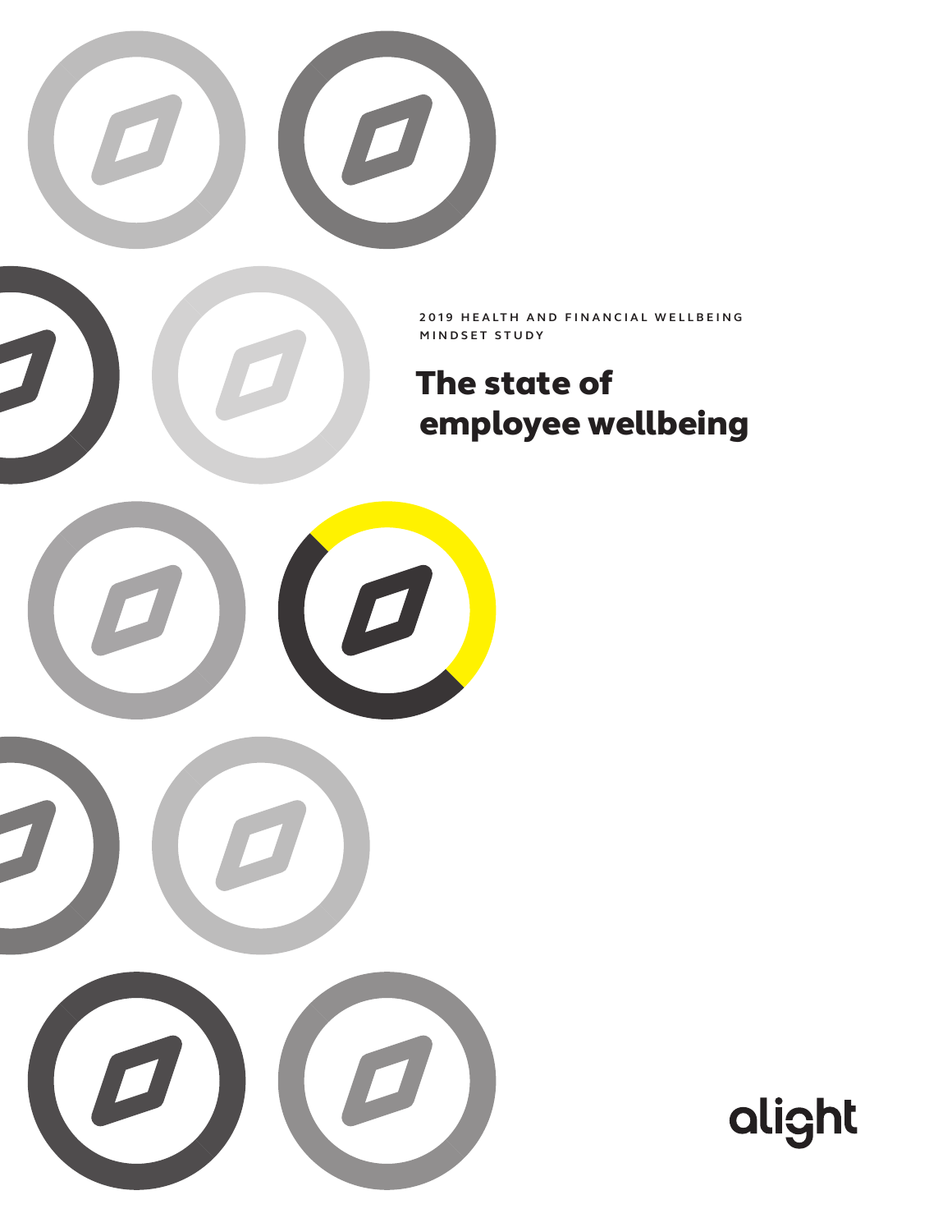2019 HEALTH AND FINANCIAL WELLBEING MINDSET STUDY

# The state of employee wellbeing

alight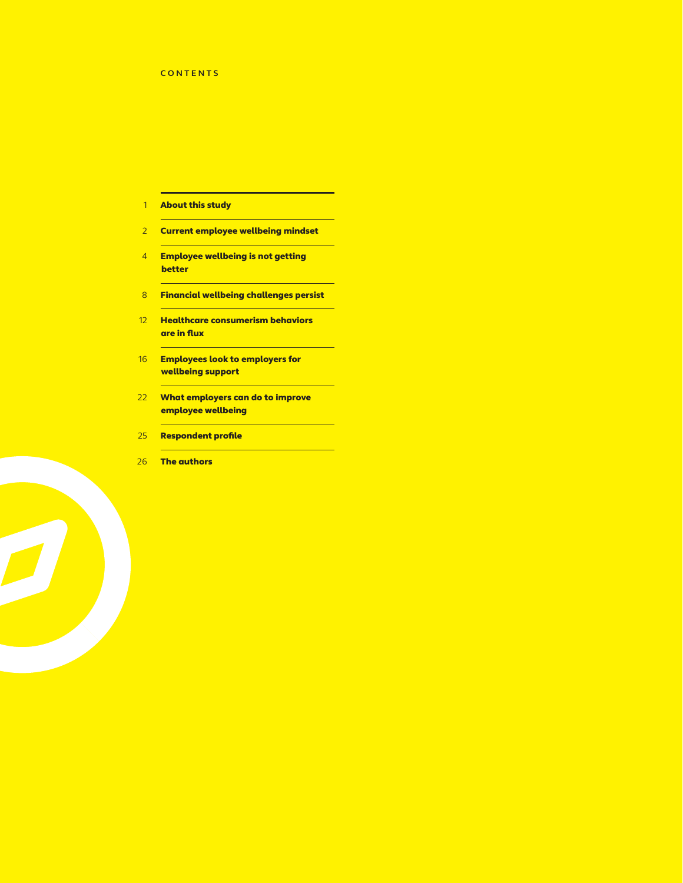## CONTENTS

| | |
|---|---|
| 1 | **About this study** |
| 2 | **Current employee wellbeing mindset** |
| 4 | **Employee wellbeing is not getting better** |
| 8 | **Financial wellbeing challenges persist** |
| 12 | **Healthcare consumerism behaviors are in flux** |
| 16 | **Employees look to employers for wellbeing support** |
| 22 | **What employers can do to improve employee wellbeing** |
| 25 | **Respondent profile** |
| 26 | **The authors** |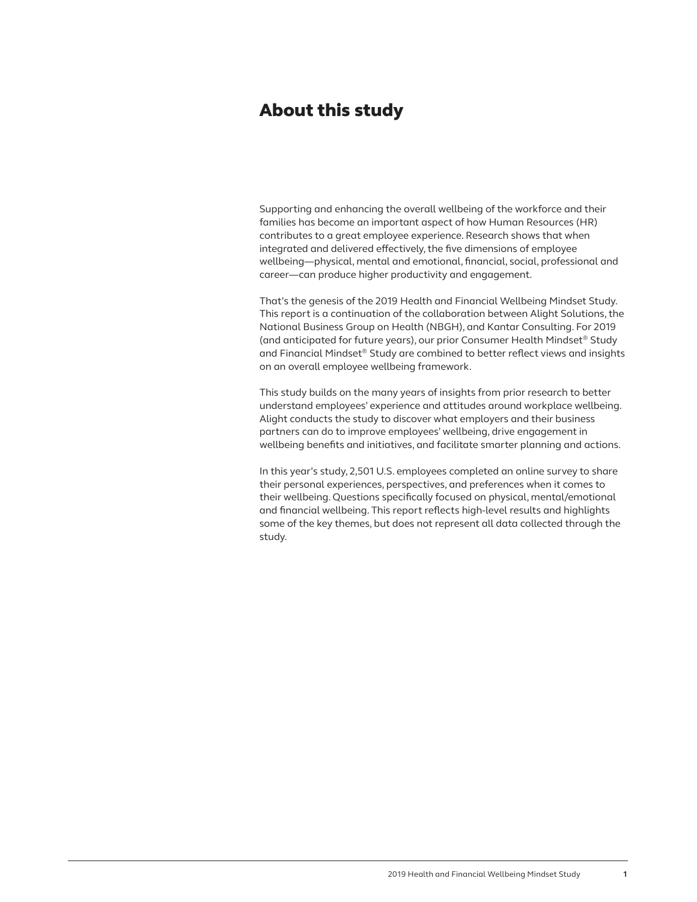# About this study

Supporting and enhancing the overall wellbeing of the workforce and their families has become an important aspect of how Human Resources (HR) contributes to a great employee experience. Research shows that when integrated and delivered effectively, the five dimensions of employee wellbeing—physical, mental and emotional, financial, social, professional and career—can produce higher productivity and engagement.

That's the genesis of the 2019 Health and Financial Wellbeing Mindset Study. This report is a continuation of the collaboration between Alight Solutions, the National Business Group on Health (NBGH), and Kantar Consulting. For 2019 (and anticipated for future years), our prior Consumer Health Mindset® Study and Financial Mindset® Study are combined to better reflect views and insights on an overall employee wellbeing framework.

This study builds on the many years of insights from prior research to better understand employees' experience and attitudes around workplace wellbeing. Alight conducts the study to discover what employers and their business partners can do to improve employees' wellbeing, drive engagement in wellbeing benefits and initiatives, and facilitate smarter planning and actions.

In this year's study, 2,501 U.S. employees completed an online survey to share their personal experiences, perspectives, and preferences when it comes to their wellbeing. Questions specifically focused on physical, mental/emotional and financial wellbeing. This report reflects high-level results and highlights some of the key themes, but does not represent all data collected through the study.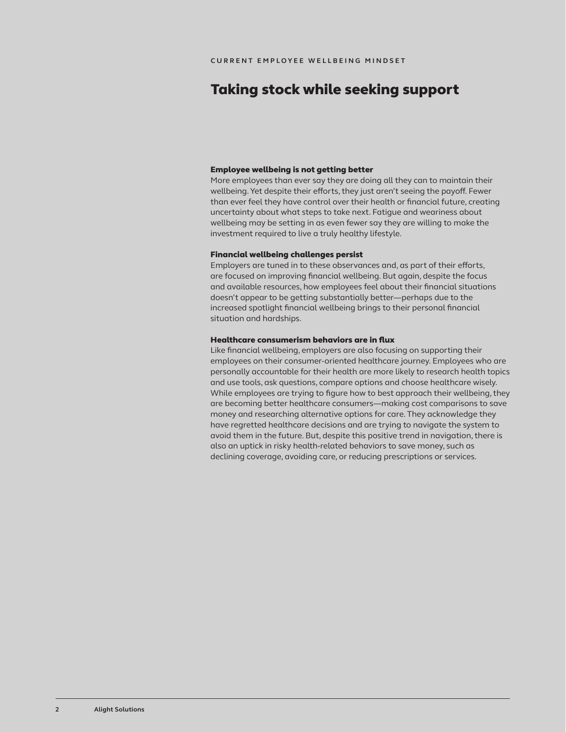CURRENT EMPLOYEE WELLBEING MINDSET

# Taking stock while seeking support

### Employee wellbeing is not getting better

More employees than ever say they are doing all they can to maintain their wellbeing. Yet despite their efforts, they just aren't seeing the payoff. Fewer than ever feel they have control over their health or financial future, creating uncertainty about what steps to take next. Fatigue and weariness about wellbeing may be setting in as even fewer say they are willing to make the investment required to live a truly healthy lifestyle.

### Financial wellbeing challenges persist

Employers are tuned in to these observances and, as part of their efforts, are focused on improving financial wellbeing. But again, despite the focus and available resources, how employees feel about their financial situations doesn't appear to be getting substantially better—perhaps due to the increased spotlight financial wellbeing brings to their personal financial situation and hardships.

### Healthcare consumerism behaviors are in flux

Like financial wellbeing, employers are also focusing on supporting their employees on their consumer-oriented healthcare journey. Employees who are personally accountable for their health are more likely to research health topics and use tools, ask questions, compare options and choose healthcare wisely. While employees are trying to figure how to best approach their wellbeing, they are becoming better healthcare consumers—making cost comparisons to save money and researching alternative options for care. They acknowledge they have regretted healthcare decisions and are trying to navigate the system to avoid them in the future. But, despite this positive trend in navigation, there is also an uptick in risky health-related behaviors to save money, such as declining coverage, avoiding care, or reducing prescriptions or services.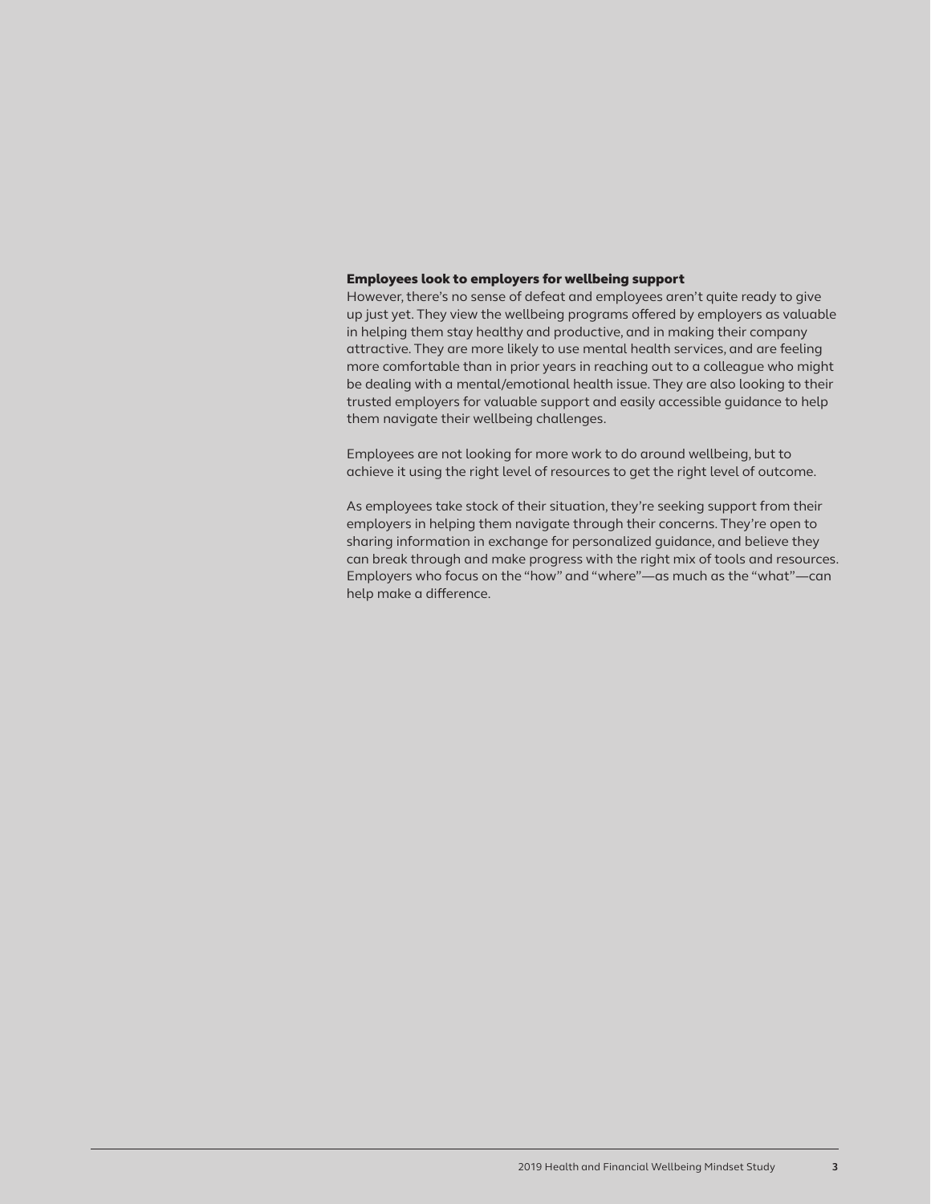### Employees look to employers for wellbeing support

However, there's no sense of defeat and employees aren't quite ready to give up just yet. They view the wellbeing programs offered by employers as valuable in helping them stay healthy and productive, and in making their company attractive. They are more likely to use mental health services, and are feeling more comfortable than in prior years in reaching out to a colleague who might be dealing with a mental/emotional health issue. They are also looking to their trusted employers for valuable support and easily accessible guidance to help them navigate their wellbeing challenges.

Employees are not looking for more work to do around wellbeing, but to achieve it using the right level of resources to get the right level of outcome.

As employees take stock of their situation, they're seeking support from their employers in helping them navigate through their concerns. They're open to sharing information in exchange for personalized guidance, and believe they can break through and make progress with the right mix of tools and resources. Employers who focus on the "how" and "where"—as much as the "what"—can help make a difference.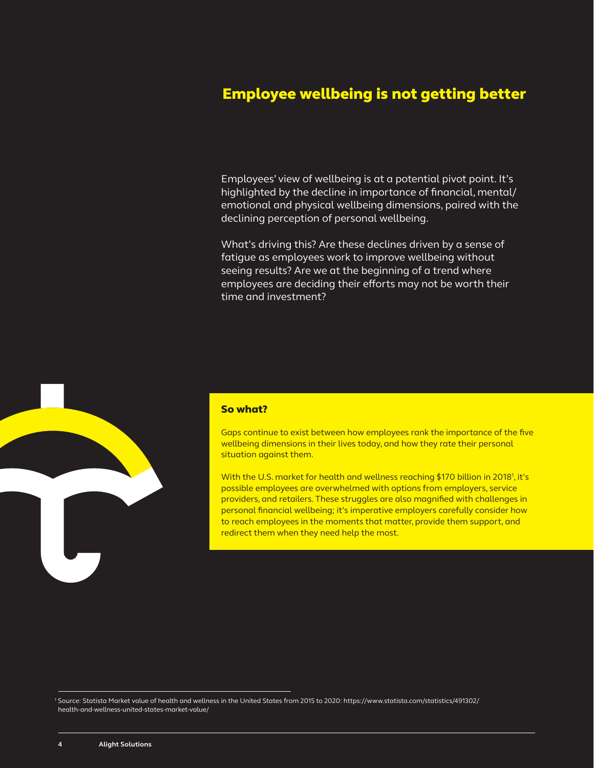# Employee wellbeing is not getting better

Employees' view of wellbeing is at a potential pivot point. It's highlighted by the decline in importance of financial, mental/emotional and physical wellbeing dimensions, paired with the declining perception of personal wellbeing.

What's driving this? Are these declines driven by a sense of fatigue as employees work to improve wellbeing without seeing results? Are we at the beginning of a trend where employees are deciding their efforts may not be worth their time and investment?

## So what?

Gaps continue to exist between how employees rank the importance of the five wellbeing dimensions in their lives today, and how they rate their personal situation against them.

With the U.S. market for health and wellness reaching $170 billion in 2018[1], it's possible employees are overwhelmed with options from employers, service providers, and retailers. These struggles are also magnified with challenges in personal financial wellbeing; it's imperative employers carefully consider how to reach employees in the moments that matter, provide them support, and redirect them when they need help the most.

[1] Source: Statista Market value of health and wellness in the United States from 2015 to 2020: https://www.statista.com/statistics/491302/health-and-wellness-united-states-market-value/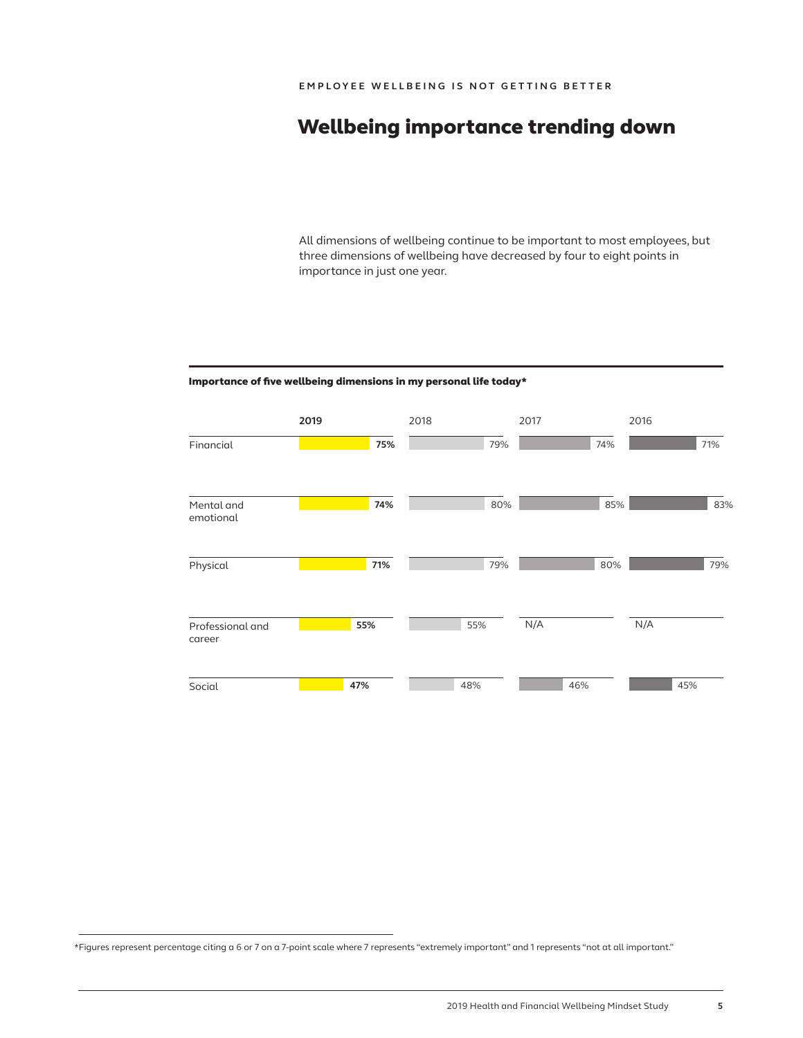EMPLOYEE WELLBEING IS NOT GETTING BETTER

# Wellbeing importance trending down

All dimensions of wellbeing continue to be important to most employees, but three dimensions of wellbeing have decreased by four to eight points in importance in just one year.

**Importance of five wellbeing dimensions in my personal life today***

| | **2019** | 2018 | 2017 | 2016 |
|---|---|---|---|---|
| Financial | **75%** | 79% | 74% | 71% |
| Mental and emotional | **74%** | 80% | 85% | 83% |
| Physical | **71%** | 79% | 80% | 79% |
| Professional and career | **55%** | 55% | N/A | N/A |
| Social | **47%** | 48% | 46% | 45% |

*Figures represent percentage citing a 6 or 7 on a 7-point scale where 7 represents "extremely important" and 1 represents "not at all important."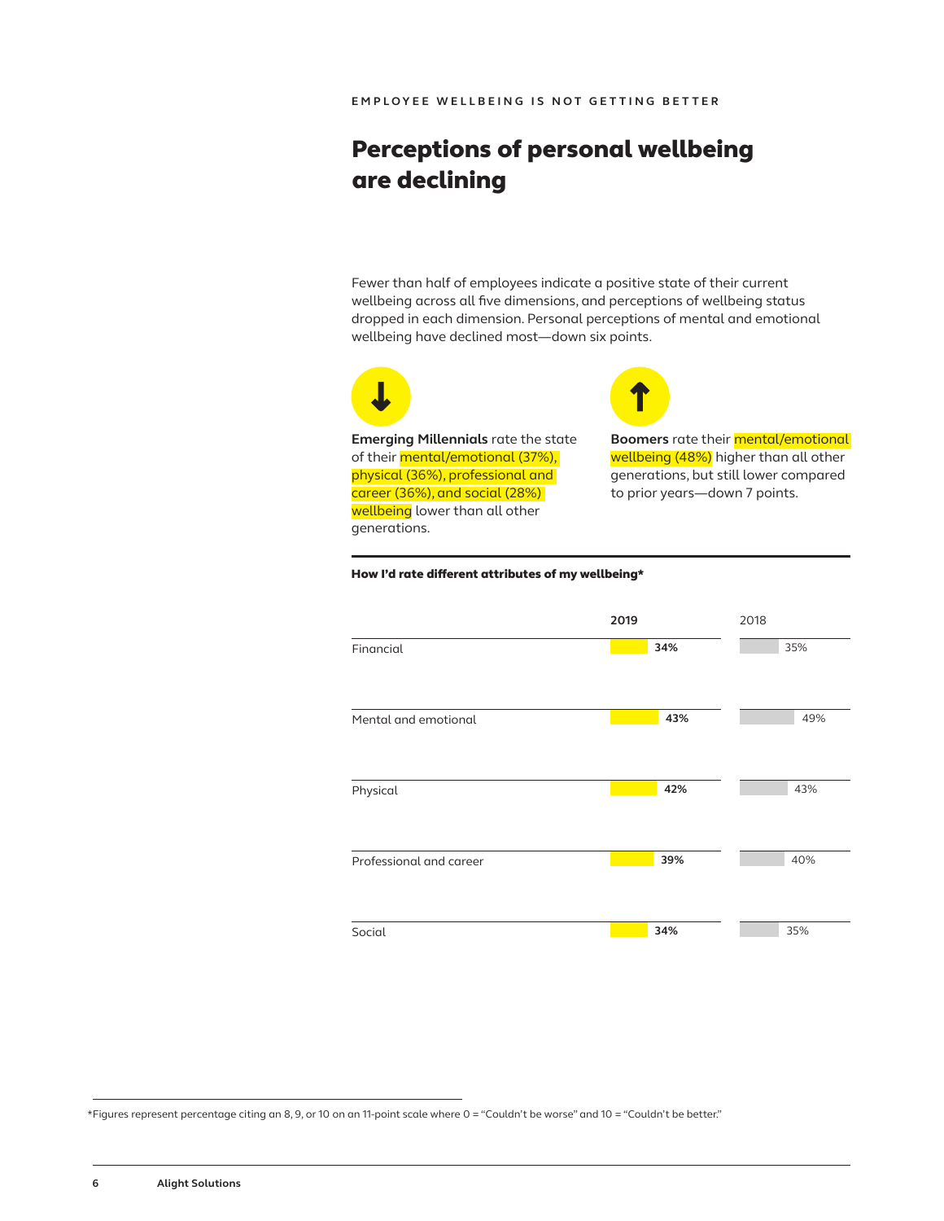EMPLOYEE WELLBEING IS NOT GETTING BETTER

# Perceptions of personal wellbeing are declining

Fewer than half of employees indicate a positive state of their current wellbeing across all five dimensions, and perceptions of wellbeing status dropped in each dimension. Personal perceptions of mental and emotional wellbeing have declined most—down six points.

**Emerging Millennials** rate the state of their mental/emotional (37%), physical (36%), professional and career (36%), and social (28%) wellbeing lower than all other generations.

**Boomers** rate their mental/emotional wellbeing (48%) higher than all other generations, but still lower compared to prior years—down 7 points.

**How I'd rate different attributes of my wellbeing***

| | 2019 | 2018 |
|---|---|---|
| Financial | 34% | 35% |
| Mental and emotional | 43% | 49% |
| Physical | 42% | 43% |
| Professional and career | 39% | 40% |
| Social | 34% | 35% |

*Figures represent percentage citing an 8, 9, or 10 on an 11-point scale where 0 = "Couldn't be worse" and 10 = "Couldn't be better."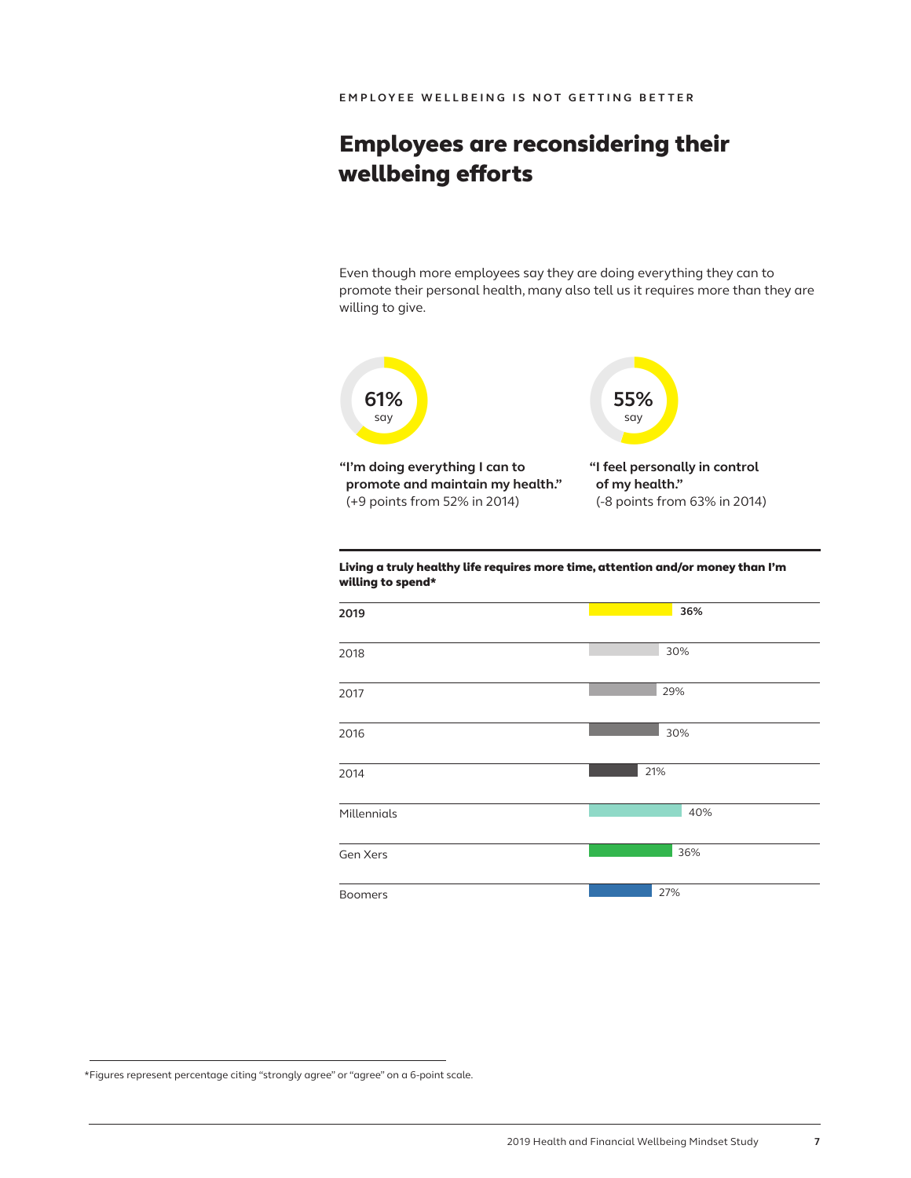EMPLOYEE WELLBEING IS NOT GETTING BETTER

# Employees are reconsidering their wellbeing efforts

Even though more employees say they are doing everything they can to promote their personal health, many also tell us it requires more than they are willing to give.

**61%** say

**"I'm doing everything I can to promote and maintain my health."** (+9 points from 52% in 2014)

**55%** say

**"I feel personally in control of my health."** (-8 points from 63% in 2014)

**Living a truly healthy life requires more time, attention and/or money than I'm willing to spend***

| | |
|---|---|
| **2019** | **36%** |
| 2018 | 30% |
| 2017 | 29% |
| 2016 | 30% |
| 2014 | 21% |
| Millennials | 40% |
| Gen Xers | 36% |
| Boomers | 27% |

*Figures represent percentage citing "strongly agree" or "agree" on a 6-point scale.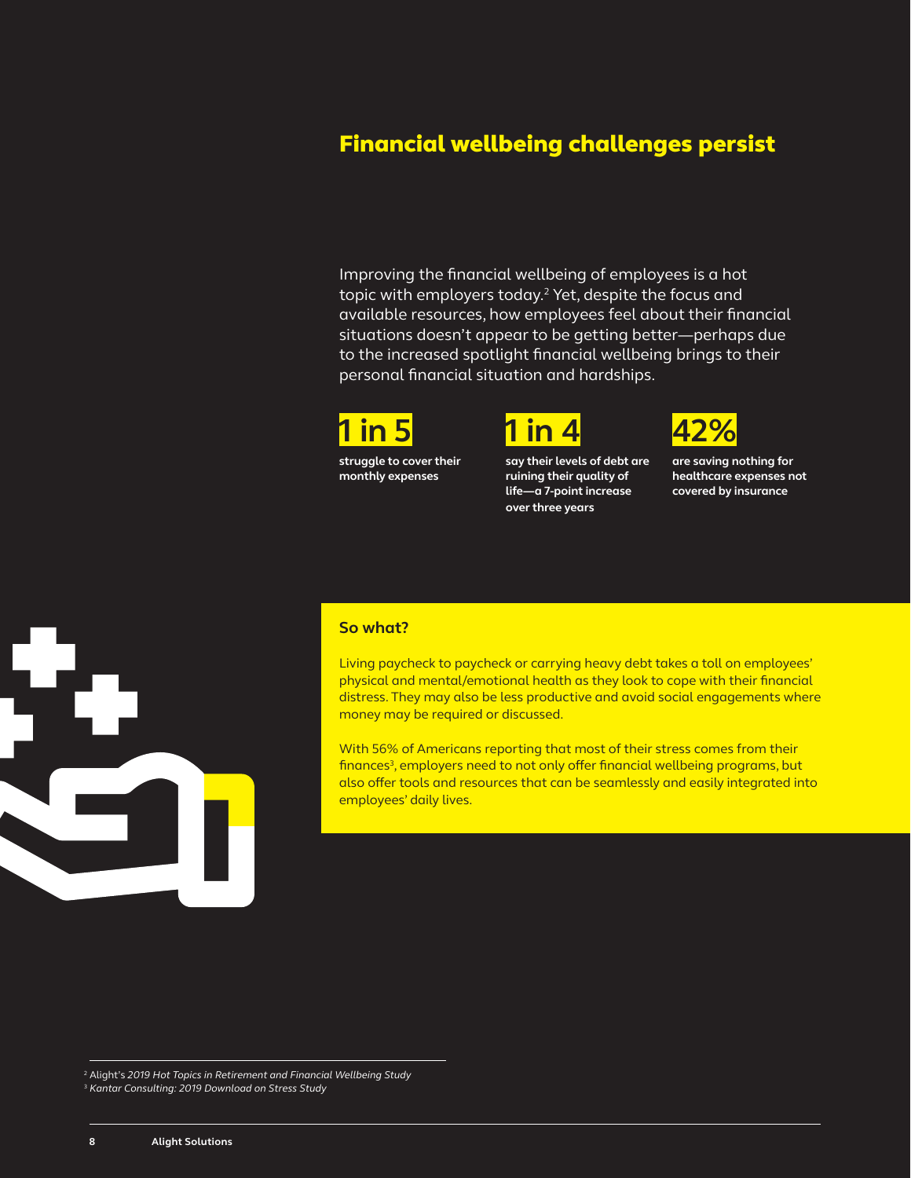## Financial wellbeing challenges persist

Improving the financial wellbeing of employees is a hot topic with employers today.[2] Yet, despite the focus and available resources, how employees feel about their financial situations doesn't appear to be getting better—perhaps due to the increased spotlight financial wellbeing brings to their personal financial situation and hardships.

**1 in 5**

**struggle to cover their monthly expenses**

**1 in 4**

**say their levels of debt are ruining their quality of life—a 7-point increase over three years**

**42%**

**are saving nothing for healthcare expenses not covered by insurance**

### So what?

Living paycheck to paycheck or carrying heavy debt takes a toll on employees' physical and mental/emotional health as they look to cope with their financial distress. They may also be less productive and avoid social engagements where money may be required or discussed.

With 56% of Americans reporting that most of their stress comes from their finances[3], employers need to not only offer financial wellbeing programs, but also offer tools and resources that can be seamlessly and easily integrated into employees' daily lives.

[2] Alight's *2019 Hot Topics in Retirement and Financial Wellbeing Study*

[3] *Kantar Consulting: 2019 Download on Stress Study*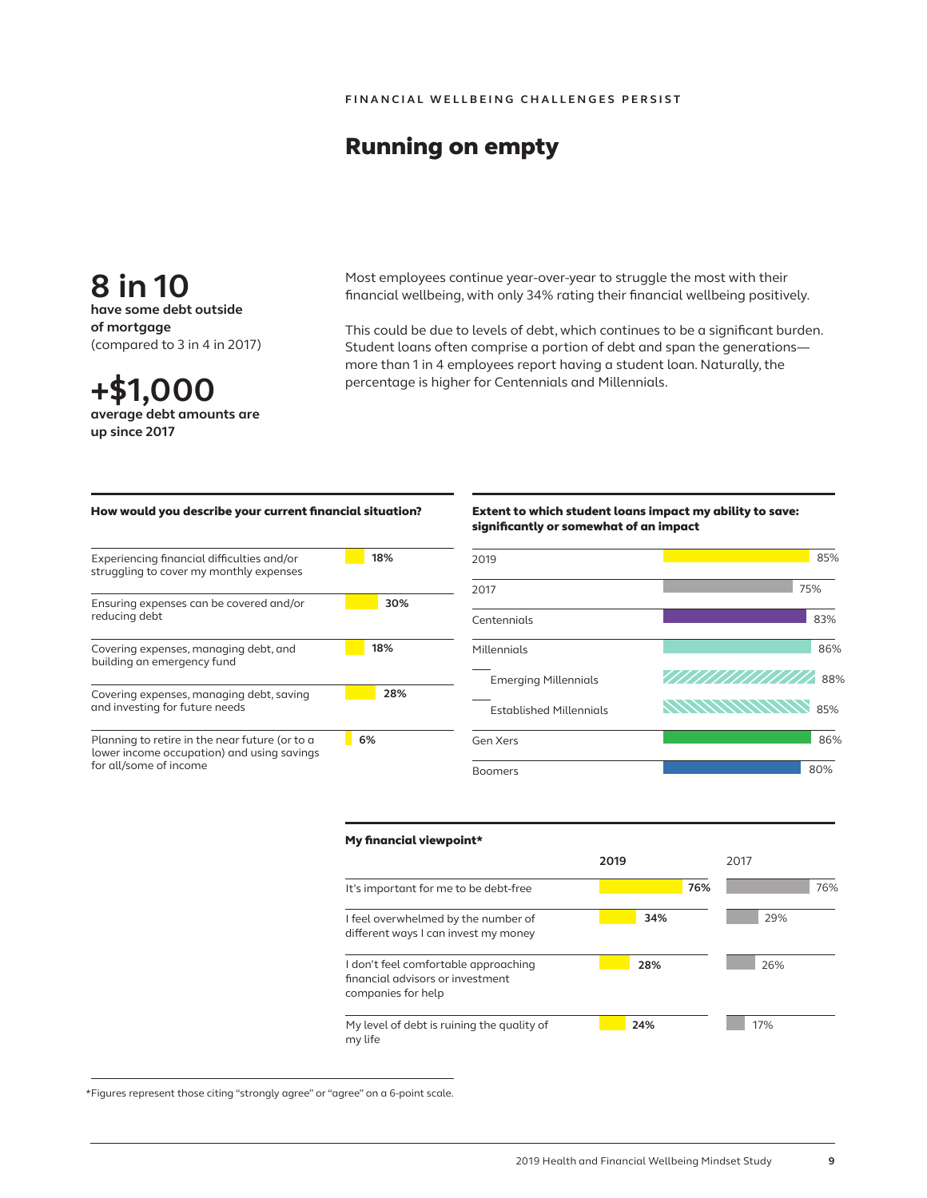FINANCIAL WELLBEING CHALLENGES PERSIST

# Running on empty

**8 in 10**
**have some debt outside of mortgage**
(compared to 3 in 4 in 2017)

**+$1,000**
**average debt amounts are up since 2017**

Most employees continue year-over-year to struggle the most with their financial wellbeing, with only 34% rating their financial wellbeing positively.

This could be due to levels of debt, which continues to be a significant burden. Student loans often comprise a portion of debt and span the generations—more than 1 in 4 employees report having a student loan. Naturally, the percentage is higher for Centennials and Millennials.

**How would you describe your current financial situation?**

| Situation | % |
|---|---|
| Experiencing financial difficulties and/or struggling to cover my monthly expenses | 18% |
| Ensuring expenses can be covered and/or reducing debt | 30% |
| Covering expenses, managing debt, and building an emergency fund | 18% |
| Covering expenses, managing debt, saving and investing for future needs | 28% |
| Planning to retire in the near future (or to a lower income occupation) and using savings for all/some of income | 6% |

**Extent to which student loans impact my ability to save: significantly or somewhat of an impact**

| Group | % |
|---|---|
| 2019 | 85% |
| 2017 | 75% |
| Centennials | 83% |
| Millennials | 86% |
| Emerging Millennials | 88% |
| Established Millennials | 85% |
| Gen Xers | 86% |
| Boomers | 80% |

**My financial viewpoint***

| | 2019 | 2017 |
|---|---|---|
| It's important for me to be debt-free | 76% | 76% |
| I feel overwhelmed by the number of different ways I can invest my money | 34% | 29% |
| I don't feel comfortable approaching financial advisors or investment companies for help | 28% | 26% |
| My level of debt is ruining the quality of my life | 24% | 17% |

*Figures represent those citing "strongly agree" or "agree" on a 6-point scale.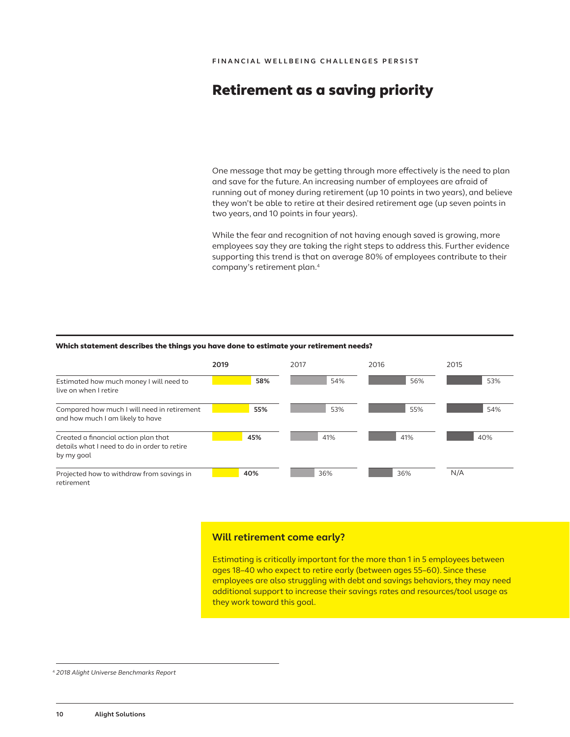FINANCIAL WELLBEING CHALLENGES PERSIST

# Retirement as a saving priority

One message that may be getting through more effectively is the need to plan and save for the future. An increasing number of employees are afraid of running out of money during retirement (up 10 points in two years), and believe they won't be able to retire at their desired retirement age (up seven points in two years, and 10 points in four years).

While the fear and recognition of not having enough saved is growing, more employees say they are taking the right steps to address this. Further evidence supporting this trend is that on average 80% of employees contribute to their company's retirement plan.[4]

**Which statement describes the things you have done to estimate your retirement needs?**

| | 2019 | 2017 | 2016 | 2015 |
|---|---|---|---|---|
| Estimated how much money I will need to live on when I retire | **58%** | 54% | 56% | 53% |
| Compared how much I will need in retirement and how much I am likely to have | **55%** | 53% | 55% | 54% |
| Created a financial action plan that details what I need to do in order to retire by my goal | **45%** | 41% | 41% | 40% |
| Projected how to withdraw from savings in retirement | **40%** | 36% | 36% | N/A |

### Will retirement come early?

Estimating is critically important for the more than 1 in 5 employees between ages 18–40 who expect to retire early (between ages 55–60). Since these employees are also struggling with debt and savings behaviors, they may need additional support to increase their savings rates and resources/tool usage as they work toward this goal.

[4] *2018 Alight Universe Benchmarks Report*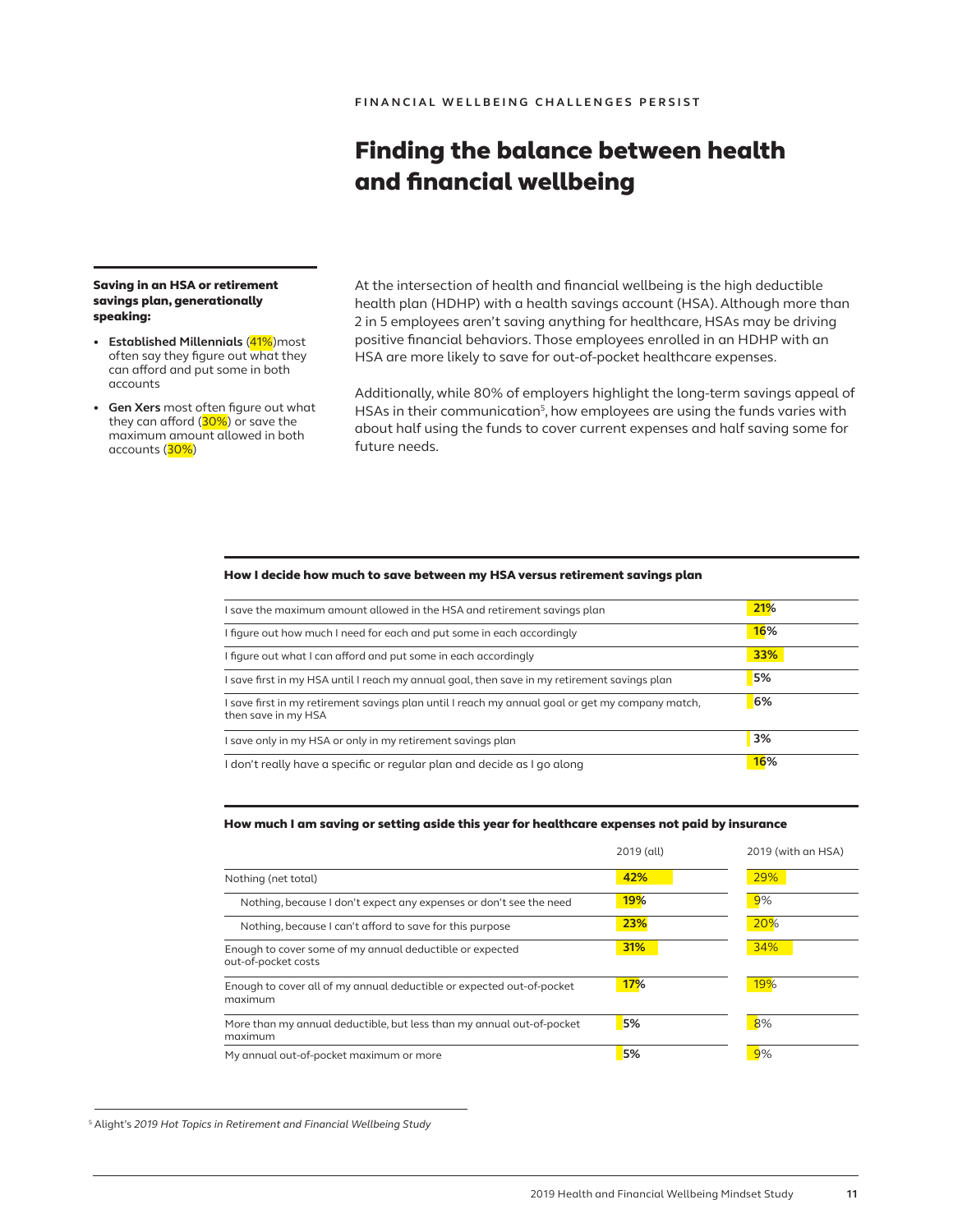FINANCIAL WELLBEING CHALLENGES PERSIST

# Finding the balance between health and financial wellbeing

**Saving in an HSA or retirement savings plan, generationally speaking:**

- **Established Millennials** (41%)most often say they figure out what they can afford and put some in both accounts
- **Gen Xers** most often figure out what they can afford (30%) or save the maximum amount allowed in both accounts (30%)

At the intersection of health and financial wellbeing is the high deductible health plan (HDHP) with a health savings account (HSA). Although more than 2 in 5 employees aren't saving anything for healthcare, HSAs may be driving positive financial behaviors. Those employees enrolled in an HDHP with an HSA are more likely to save for out-of-pocket healthcare expenses.

Additionally, while 80% of employers highlight the long-term savings appeal of HSAs in their communication[5], how employees are using the funds varies with about half using the funds to cover current expenses and half saving some for future needs.

**How I decide how much to save between my HSA versus retirement savings plan**

| | |
|---|---|
| I save the maximum amount allowed in the HSA and retirement savings plan | 21% |
| I figure out how much I need for each and put some in each accordingly | 16% |
| I figure out what I can afford and put some in each accordingly | 33% |
| I save first in my HSA until I reach my annual goal, then save in my retirement savings plan | 5% |
| I save first in my retirement savings plan until I reach my annual goal or get my company match, then save in my HSA | 6% |
| I save only in my HSA or only in my retirement savings plan | 3% |
| I don't really have a specific or regular plan and decide as I go along | 16% |

**How much I am saving or setting aside this year for healthcare expenses not paid by insurance**

| | 2019 (all) | 2019 (with an HSA) |
|---|---|---|
| Nothing (net total) | 42% | 29% |
| Nothing, because I don't expect any expenses or don't see the need | 19% | 9% |
| Nothing, because I can't afford to save for this purpose | 23% | 20% |
| Enough to cover some of my annual deductible or expected out-of-pocket costs | 31% | 34% |
| Enough to cover all of my annual deductible or expected out-of-pocket maximum | 17% | 19% |
| More than my annual deductible, but less than my annual out-of-pocket maximum | 5% | 8% |
| My annual out-of-pocket maximum or more | 5% | 9% |

[5] Alight's *2019 Hot Topics in Retirement and Financial Wellbeing Study*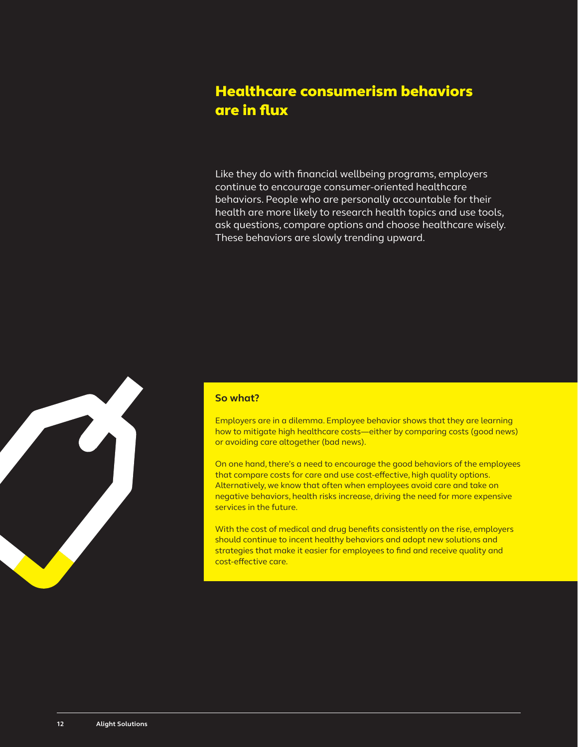# Healthcare consumerism behaviors are in flux

Like they do with financial wellbeing programs, employers continue to encourage consumer-oriented healthcare behaviors. People who are personally accountable for their health are more likely to research health topics and use tools, ask questions, compare options and choose healthcare wisely. These behaviors are slowly trending upward.

**So what?**

Employers are in a dilemma. Employee behavior shows that they are learning how to mitigate high healthcare costs—either by comparing costs (good news) or avoiding care altogether (bad news).

On one hand, there's a need to encourage the good behaviors of the employees that compare costs for care and use cost-effective, high quality options. Alternatively, we know that often when employees avoid care and take on negative behaviors, health risks increase, driving the need for more expensive services in the future.

With the cost of medical and drug benefits consistently on the rise, employers should continue to incent healthy behaviors and adopt new solutions and strategies that make it easier for employees to find and receive quality and cost-effective care.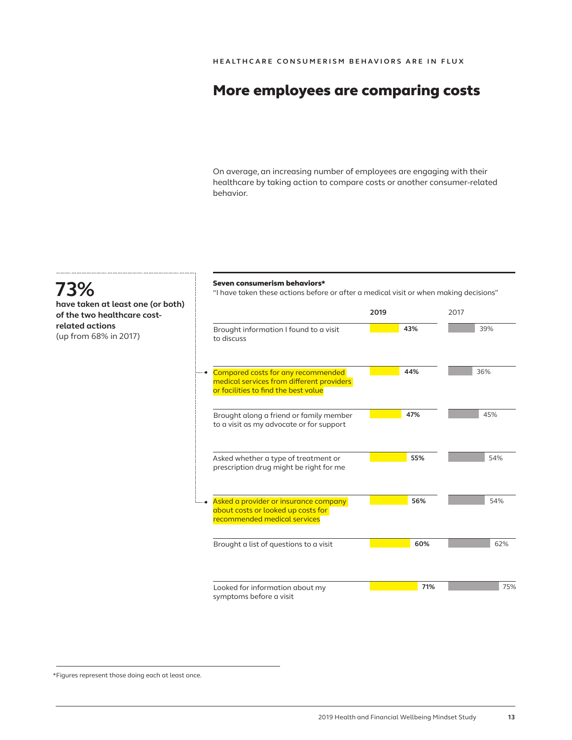HEALTHCARE CONSUMERISM BEHAVIORS ARE IN FLUX

# More employees are comparing costs

On average, an increasing number of employees are engaging with their healthcare by taking action to compare costs or another consumer-related behavior.

**73%**

**have taken at least one (or both) of the two healthcare cost-related actions**
(up from 68% in 2017)

**Seven consumerism behaviors***

"I have taken these actions before or after a medical visit or when making decisions"

| | 2019 | 2017 |
|---|---|---|
| Brought information I found to a visit to discuss | 43% | 39% |
| Compared costs for any recommended medical services from different providers or facilities to find the best value | 44% | 36% |
| Brought along a friend or family member to a visit as my advocate or for support | 47% | 45% |
| Asked whether a type of treatment or prescription drug might be right for me | 55% | 54% |
| Asked a provider or insurance company about costs or looked up costs for recommended medical services | 56% | 54% |
| Brought a list of questions to a visit | 60% | 62% |
| Looked for information about my symptoms before a visit | 71% | 75% |

*Figures represent those doing each at least once.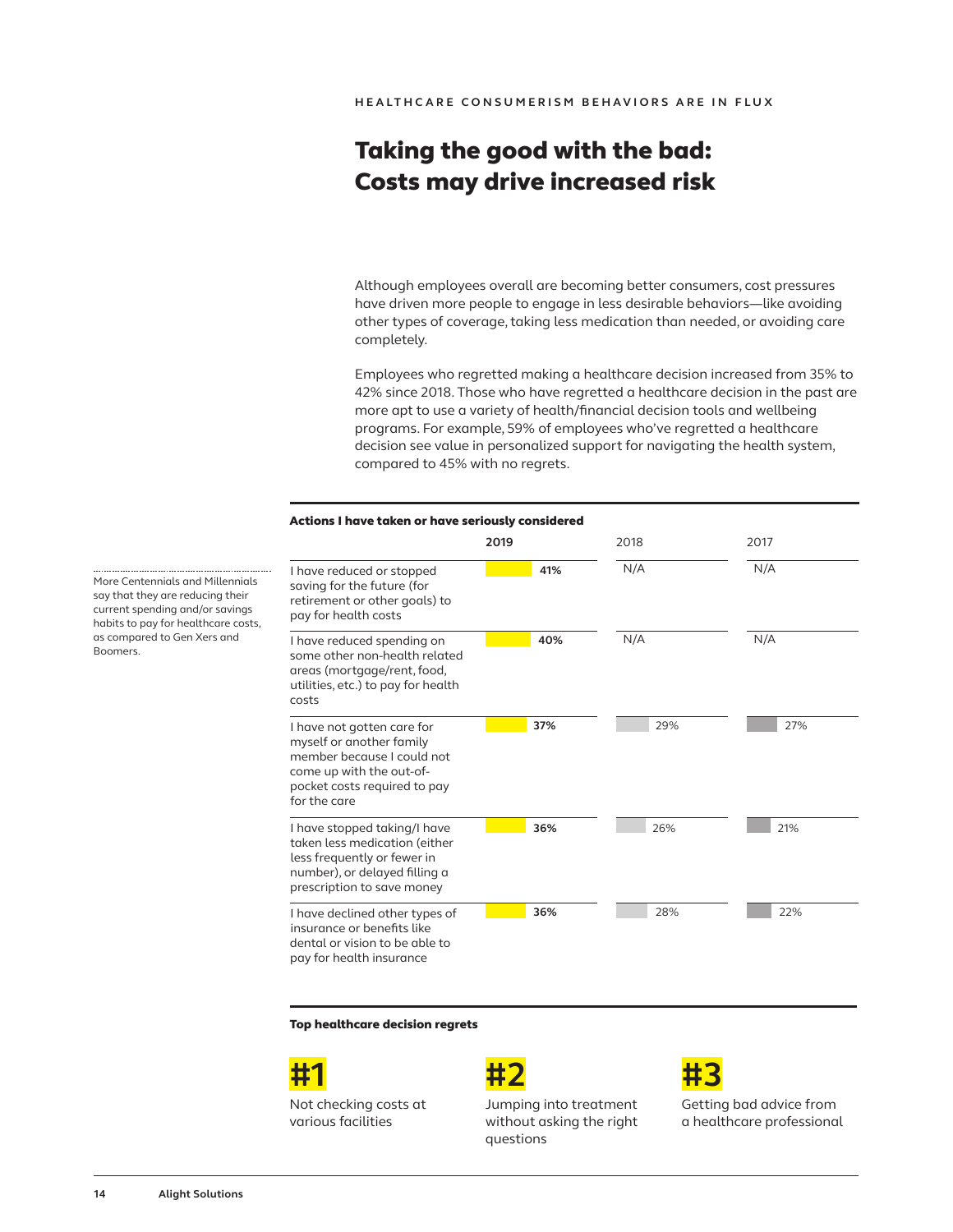HEALTHCARE CONSUMERISM BEHAVIORS ARE IN FLUX

# Taking the good with the bad: Costs may drive increased risk

Although employees overall are becoming better consumers, cost pressures have driven more people to engage in less desirable behaviors—like avoiding other types of coverage, taking less medication than needed, or avoiding care completely.

Employees who regretted making a healthcare decision increased from 35% to 42% since 2018. Those who have regretted a healthcare decision in the past are more apt to use a variety of health/financial decision tools and wellbeing programs. For example, 59% of employees who've regretted a healthcare decision see value in personalized support for navigating the health system, compared to 45% with no regrets.

More Centennials and Millennials say that they are reducing their current spending and/or savings habits to pay for healthcare costs, as compared to Gen Xers and Boomers.

**Actions I have taken or have seriously considered**

| | 2019 | 2018 | 2017 |
|---|---|---|---|
| I have reduced or stopped saving for the future (for retirement or other goals) to pay for health costs | 41% | N/A | N/A |
| I have reduced spending on some other non-health related areas (mortgage/rent, food, utilities, etc.) to pay for health costs | 40% | N/A | N/A |
| I have not gotten care for myself or another family member because I could not come up with the out-of-pocket costs required to pay for the care | 37% | 29% | 27% |
| I have stopped taking/I have taken less medication (either less frequently or fewer in number), or delayed filling a prescription to save money | 36% | 26% | 21% |
| I have declined other types of insurance or benefits like dental or vision to be able to pay for health insurance | 36% | 28% | 22% |

**Top healthcare decision regrets**

**#1** Not checking costs at various facilities

**#2** Jumping into treatment without asking the right questions

**#3** Getting bad advice from a healthcare professional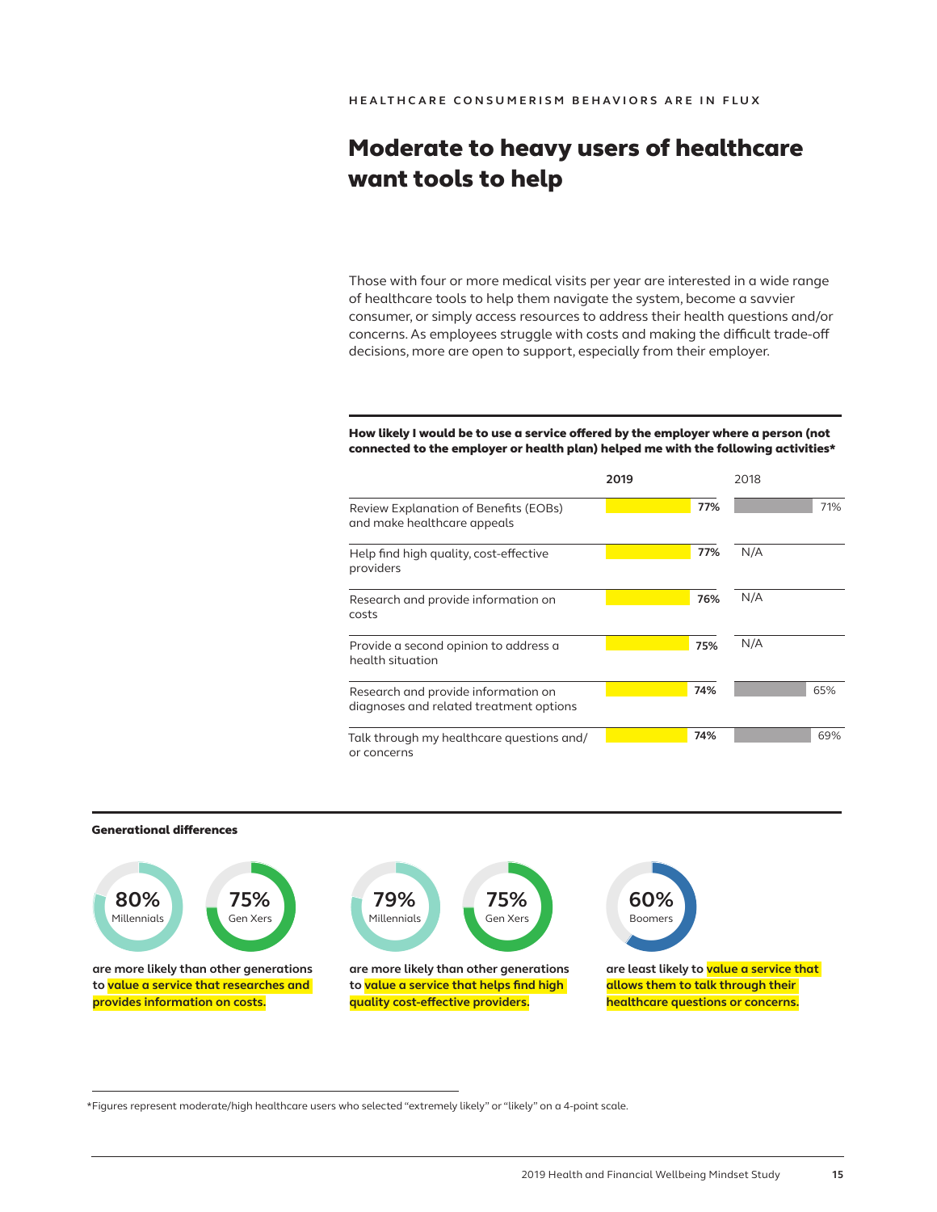HEALTHCARE CONSUMERISM BEHAVIORS ARE IN FLUX

# Moderate to heavy users of healthcare want tools to help

Those with four or more medical visits per year are interested in a wide range of healthcare tools to help them navigate the system, become a savvier consumer, or simply access resources to address their health questions and/or concerns. As employees struggle with costs and making the difficult trade-off decisions, more are open to support, especially from their employer.

**How likely I would be to use a service offered by the employer where a person (not connected to the employer or health plan) helped me with the following activities***

| | 2019 | 2018 |
|---|---|---|
| Review Explanation of Benefits (EOBs) and make healthcare appeals | 77% | 71% |
| Help find high quality, cost-effective providers | 77% | N/A |
| Research and provide information on costs | 76% | N/A |
| Provide a second opinion to address a health situation | 75% | N/A |
| Research and provide information on diagnoses and related treatment options | 74% | 65% |
| Talk through my healthcare questions and/or concerns | 74% | 69% |

**Generational differences**

**80%** Millennials, **75%** Gen Xers

**are more likely than other generations to value a service that researches and provides information on costs.**

**79%** Millennials, **75%** Gen Xers

**are more likely than other generations to value a service that helps find high quality cost-effective providers.**

**60%** Boomers

**are least likely to value a service that allows them to talk through their healthcare questions or concerns.**

*Figures represent moderate/high healthcare users who selected "extremely likely" or "likely" on a 4-point scale.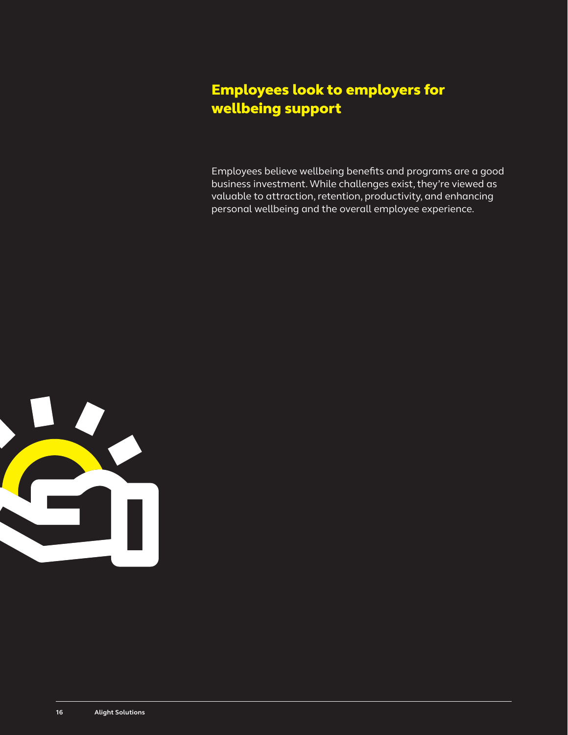## Employees look to employers for wellbeing support

Employees believe wellbeing benefits and programs are a good business investment. While challenges exist, they're viewed as valuable to attraction, retention, productivity, and enhancing personal wellbeing and the overall employee experience.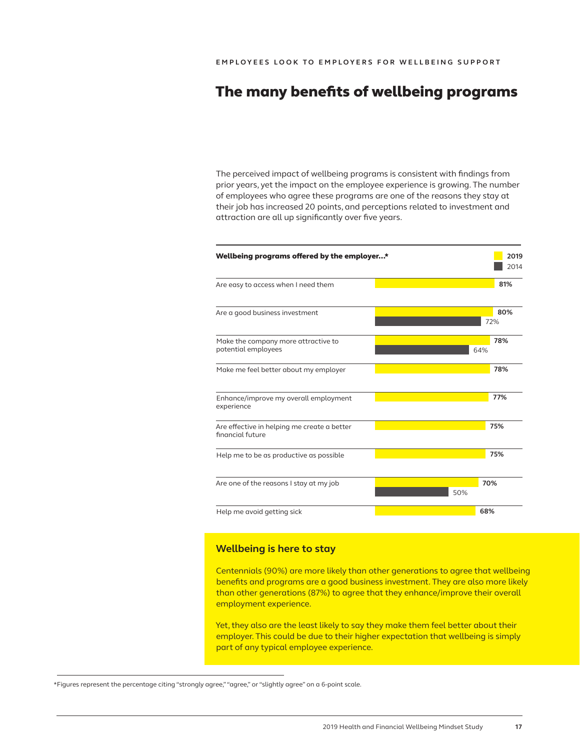EMPLOYEES LOOK TO EMPLOYERS FOR WELLBEING SUPPORT

# The many benefits of wellbeing programs

The perceived impact of wellbeing programs is consistent with findings from prior years, yet the impact on the employee experience is growing. The number of employees who agree these programs are one of the reasons they stay at their job has increased 20 points, and perceptions related to investment and attraction are all up significantly over five years.

| **Wellbeing programs offered by the employer...*** | **2019** | 2014 |
|---|---|---|
| Are easy to access when I need them | **81%** | |
| Are a good business investment | **80%** | 72% |
| Make the company more attractive to potential employees | **78%** | 64% |
| Make me feel better about my employer | **78%** | |
| Enhance/improve my overall employment experience | **77%** | |
| Are effective in helping me create a better financial future | **75%** | |
| Help me to be as productive as possible | **75%** | |
| Are one of the reasons I stay at my job | **70%** | 50% |
| Help me avoid getting sick | **68%** | |

## Wellbeing is here to stay

Centennials (90%) are more likely than other generations to agree that wellbeing benefits and programs are a good business investment. They are also more likely than other generations (87%) to agree that they enhance/improve their overall employment experience.

Yet, they also are the least likely to say they make them feel better about their employer. This could be due to their higher expectation that wellbeing is simply part of any typical employee experience.

*Figures represent the percentage citing "strongly agree," "agree," or "slightly agree" on a 6-point scale.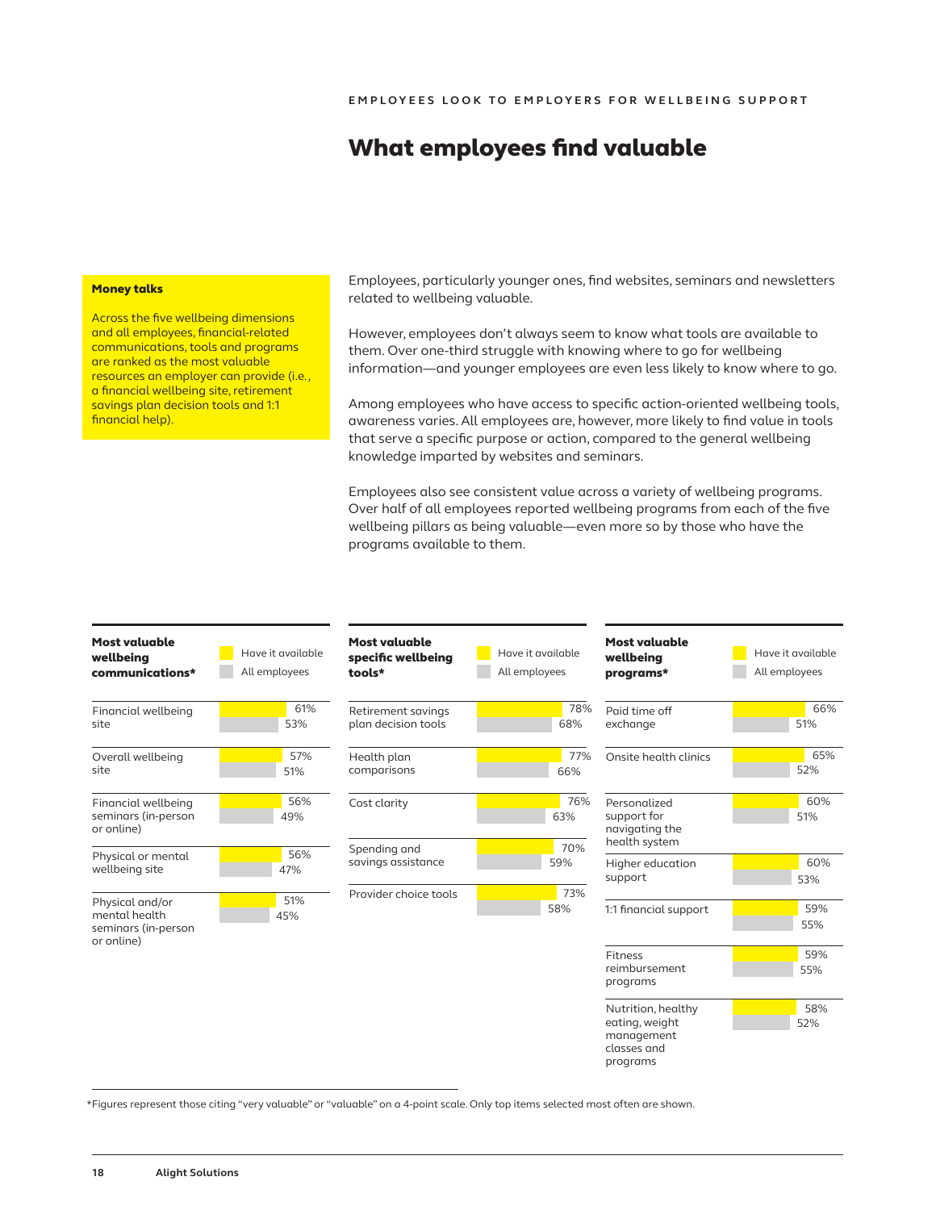EMPLOYEES LOOK TO EMPLOYERS FOR WELLBEING SUPPORT

# What employees find valuable

**Money talks**

Across the five wellbeing dimensions and all employees, financial-related communications, tools and programs are ranked as the most valuable resources an employer can provide (i.e., a financial wellbeing site, retirement savings plan decision tools and 1:1 financial help).

Employees, particularly younger ones, find websites, seminars and newsletters related to wellbeing valuable.

However, employees don't always seem to know what tools are available to them. Over one-third struggle with knowing where to go for wellbeing information—and younger employees are even less likely to know where to go.

Among employees who have access to specific action-oriented wellbeing tools, awareness varies. All employees are, however, more likely to find value in tools that serve a specific purpose or action, compared to the general wellbeing knowledge imparted by websites and seminars.

Employees also see consistent value across a variety of wellbeing programs. Over half of all employees reported wellbeing programs from each of the five wellbeing pillars as being valuable—even more so by those who have the programs available to them.

| Most valuable wellbeing communications* | Have it available | All employees |
|---|---|---|
| Financial wellbeing site | 61% | 53% |
| Overall wellbeing site | 57% | 51% |
| Financial wellbeing seminars (in-person or online) | 56% | 49% |
| Physical or mental wellbeing site | 56% | 47% |
| Physical and/or mental health seminars (in-person or online) | 51% | 45% |

| Most valuable specific wellbeing tools* | Have it available | All employees |
|---|---|---|
| Retirement savings plan decision tools | 78% | 68% |
| Health plan comparisons | 77% | 66% |
| Cost clarity | 76% | 63% |
| Spending and savings assistance | 70% | 59% |
| Provider choice tools | 73% | 58% |

| Most valuable wellbeing programs* | Have it available | All employees |
|---|---|---|
| Paid time off exchange | 66% | 51% |
| Onsite health clinics | 65% | 52% |
| Personalized support for navigating the health system | 60% | 51% |
| Higher education support | 60% | 53% |
| 1:1 financial support | 59% | 55% |
| Fitness reimbursement programs | 59% | 55% |
| Nutrition, healthy eating, weight management classes and programs | 58% | 52% |

*Figures represent those citing "very valuable" or "valuable" on a 4-point scale. Only top items selected most often are shown.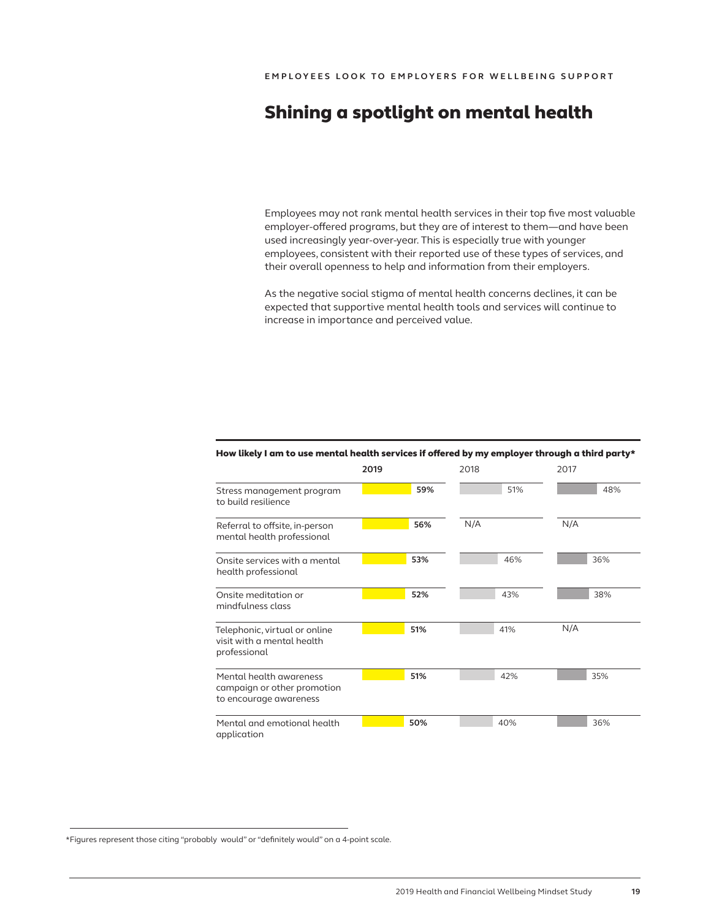EMPLOYEES LOOK TO EMPLOYERS FOR WELLBEING SUPPORT

# Shining a spotlight on mental health

Employees may not rank mental health services in their top five most valuable employer-offered programs, but they are of interest to them—and have been used increasingly year-over-year. This is especially true with younger employees, consistent with their reported use of these types of services, and their overall openness to help and information from their employers.

As the negative social stigma of mental health concerns declines, it can be expected that supportive mental health tools and services will continue to increase in importance and perceived value.

**How likely I am to use mental health services if offered by my employer through a third party***

| | 2019 | 2018 | 2017 |
|---|---|---|---|
| Stress management program to build resilience | **59%** | 51% | 48% |
| Referral to offsite, in-person mental health professional | **56%** | N/A | N/A |
| Onsite services with a mental health professional | **53%** | 46% | 36% |
| Onsite meditation or mindfulness class | **52%** | 43% | 38% |
| Telephonic, virtual or online visit with a mental health professional | **51%** | 41% | N/A |
| Mental health awareness campaign or other promotion to encourage awareness | **51%** | 42% | 35% |
| Mental and emotional health application | **50%** | 40% | 36% |

*Figures represent those citing "probably would" or "definitely would" on a 4-point scale.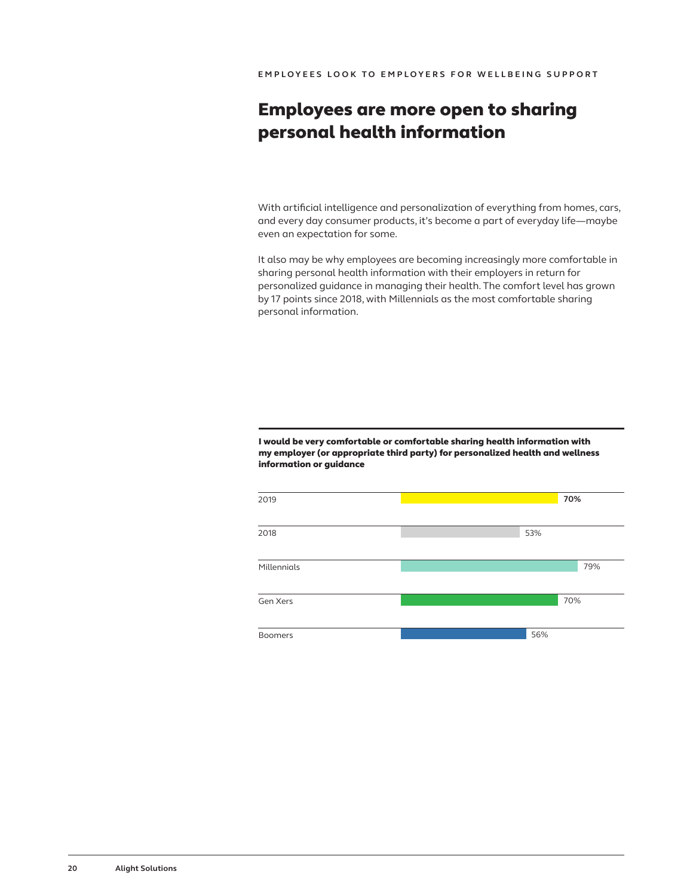EMPLOYEES LOOK TO EMPLOYERS FOR WELLBEING SUPPORT

# Employees are more open to sharing personal health information

With artificial intelligence and personalization of everything from homes, cars, and every day consumer products, it's become a part of everyday life—maybe even an expectation for some.

It also may be why employees are becoming increasingly more comfortable in sharing personal health information with their employers in return for personalized guidance in managing their health. The comfort level has grown by 17 points since 2018, with Millennials as the most comfortable sharing personal information.

**I would be very comfortable or comfortable sharing health information with my employer (or appropriate third party) for personalized health and wellness information or guidance**

| | |
|---|---|
| 2019 | **70%** |
| 2018 | 53% |
| Millennials | 79% |
| Gen Xers | 70% |
| Boomers | 56% |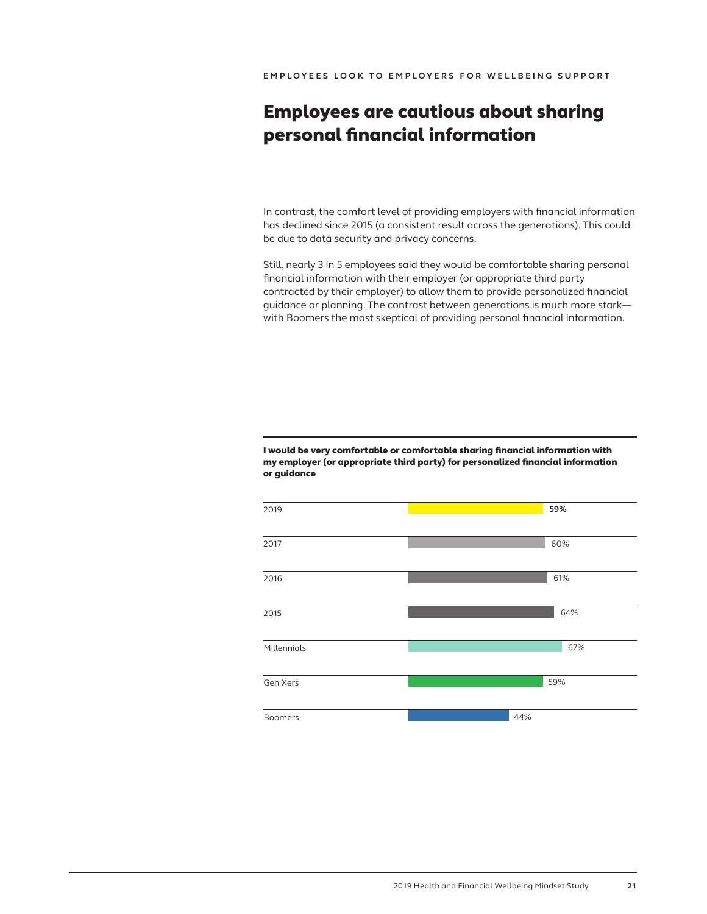EMPLOYEES LOOK TO EMPLOYERS FOR WELLBEING SUPPORT

# Employees are cautious about sharing personal financial information

In contrast, the comfort level of providing employers with financial information has declined since 2015 (a consistent result across the generations). This could be due to data security and privacy concerns.

Still, nearly 3 in 5 employees said they would be comfortable sharing personal financial information with their employer (or appropriate third party contracted by their employer) to allow them to provide personalized financial guidance or planning. The contrast between generations is much more stark—with Boomers the most skeptical of providing personal financial information.

**I would be very comfortable or comfortable sharing financial information with my employer (or appropriate third party) for personalized financial information or guidance**

| | |
|---|---|
| 2019 | **59%** |
| 2017 | 60% |
| 2016 | 61% |
| 2015 | 64% |
| Millennials | 67% |
| Gen Xers | 59% |
| Boomers | 44% |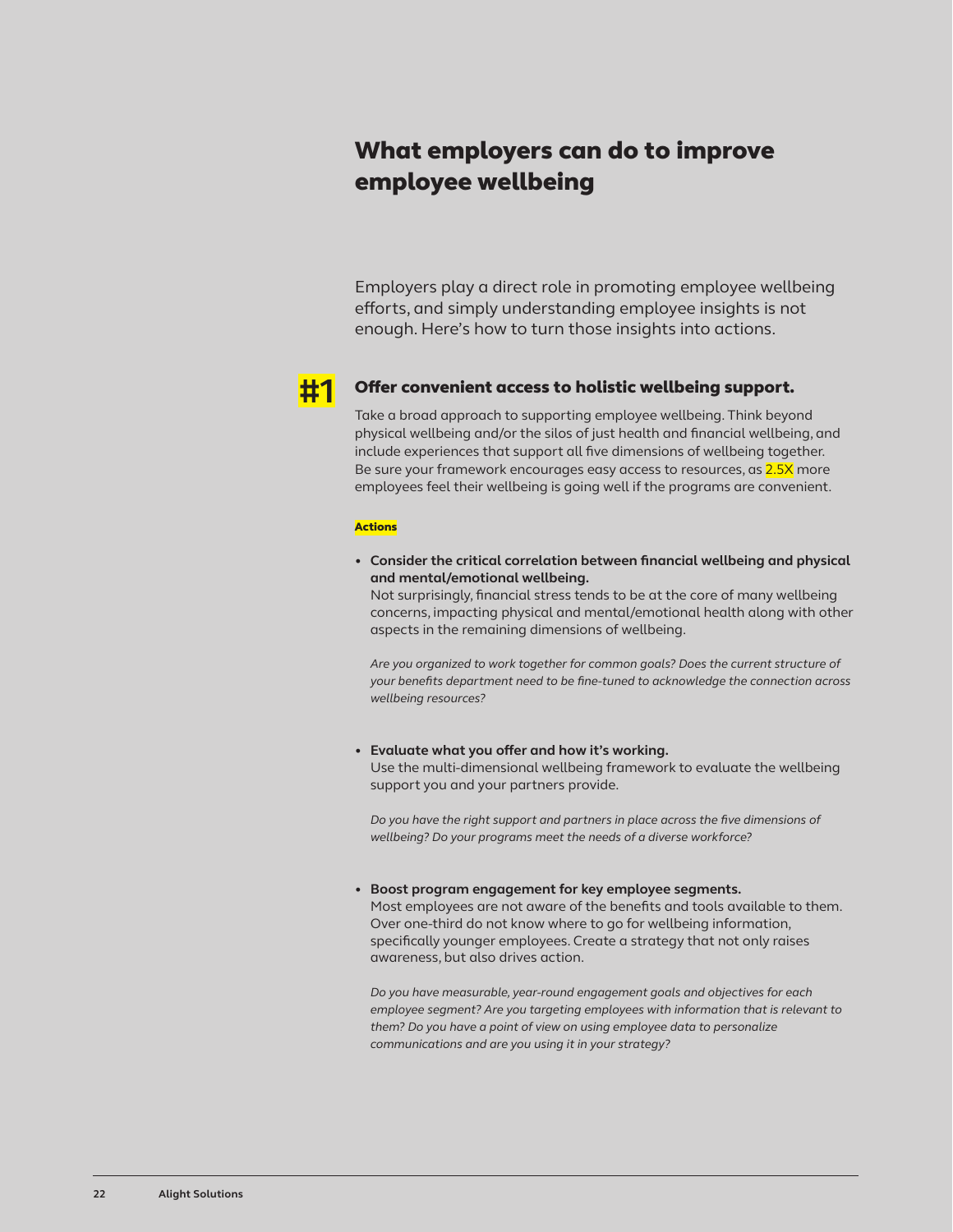# What employers can do to improve employee wellbeing

Employers play a direct role in promoting employee wellbeing efforts, and simply understanding employee insights is not enough. Here's how to turn those insights into actions.

## #1 Offer convenient access to holistic wellbeing support.

Take a broad approach to supporting employee wellbeing. Think beyond physical wellbeing and/or the silos of just health and financial wellbeing, and include experiences that support all five dimensions of wellbeing together. Be sure your framework encourages easy access to resources, as 2.5X more employees feel their wellbeing is going well if the programs are convenient.

**Actions**

- **Consider the critical correlation between financial wellbeing and physical and mental/emotional wellbeing.**
  Not surprisingly, financial stress tends to be at the core of many wellbeing concerns, impacting physical and mental/emotional health along with other aspects in the remaining dimensions of wellbeing.

  *Are you organized to work together for common goals? Does the current structure of your benefits department need to be fine-tuned to acknowledge the connection across wellbeing resources?*

- **Evaluate what you offer and how it's working.**
  Use the multi-dimensional wellbeing framework to evaluate the wellbeing support you and your partners provide.

  *Do you have the right support and partners in place across the five dimensions of wellbeing? Do your programs meet the needs of a diverse workforce?*

- **Boost program engagement for key employee segments.**
  Most employees are not aware of the benefits and tools available to them. Over one-third do not know where to go for wellbeing information, specifically younger employees. Create a strategy that not only raises awareness, but also drives action.

  *Do you have measurable, year-round engagement goals and objectives for each employee segment? Are you targeting employees with information that is relevant to them? Do you have a point of view on using employee data to personalize communications and are you using it in your strategy?*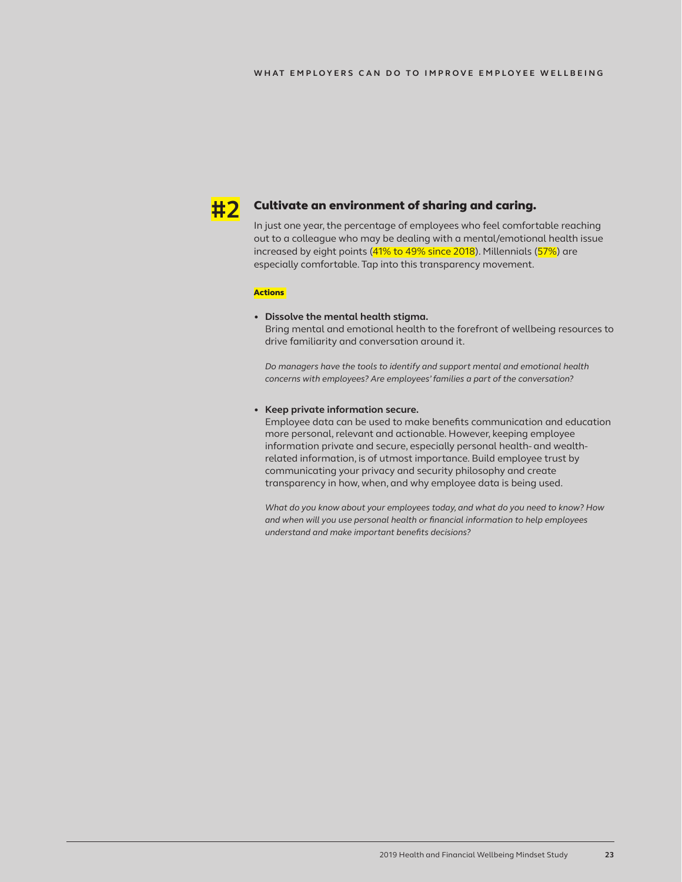## #2 Cultivate an environment of sharing and caring.

In just one year, the percentage of employees who feel comfortable reaching out to a colleague who may be dealing with a mental/emotional health issue increased by eight points (41% to 49% since 2018). Millennials (57%) are especially comfortable. Tap into this transparency movement.

**Actions**

- **Dissolve the mental health stigma.**
  Bring mental and emotional health to the forefront of wellbeing resources to drive familiarity and conversation around it.

  *Do managers have the tools to identify and support mental and emotional health concerns with employees? Are employees' families a part of the conversation?*

- **Keep private information secure.**
  Employee data can be used to make benefits communication and education more personal, relevant and actionable. However, keeping employee information private and secure, especially personal health- and wealth-related information, is of utmost importance. Build employee trust by communicating your privacy and security philosophy and create transparency in how, when, and why employee data is being used.

  *What do you know about your employees today, and what do you need to know? How and when will you use personal health or financial information to help employees understand and make important benefits decisions?*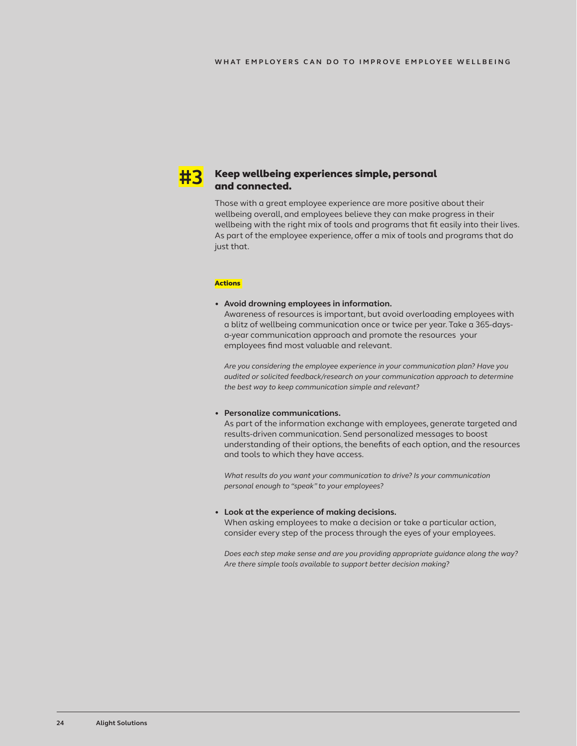## #3 Keep wellbeing experiences simple, personal and connected.

Those with a great employee experience are more positive about their wellbeing overall, and employees believe they can make progress in their wellbeing with the right mix of tools and programs that fit easily into their lives. As part of the employee experience, offer a mix of tools and programs that do just that.

**Actions**

- **Avoid drowning employees in information.**
  Awareness of resources is important, but avoid overloading employees with a blitz of wellbeing communication once or twice per year. Take a 365-days-a-year communication approach and promote the resources your employees find most valuable and relevant.

  *Are you considering the employee experience in your communication plan? Have you audited or solicited feedback/research on your communication approach to determine the best way to keep communication simple and relevant?*

- **Personalize communications.**
  As part of the information exchange with employees, generate targeted and results-driven communication. Send personalized messages to boost understanding of their options, the benefits of each option, and the resources and tools to which they have access.

  *What results do you want your communication to drive? Is your communication personal enough to "speak" to your employees?*

- **Look at the experience of making decisions.**
  When asking employees to make a decision or take a particular action, consider every step of the process through the eyes of your employees.

  *Does each step make sense and are you providing appropriate guidance along the way? Are there simple tools available to support better decision making?*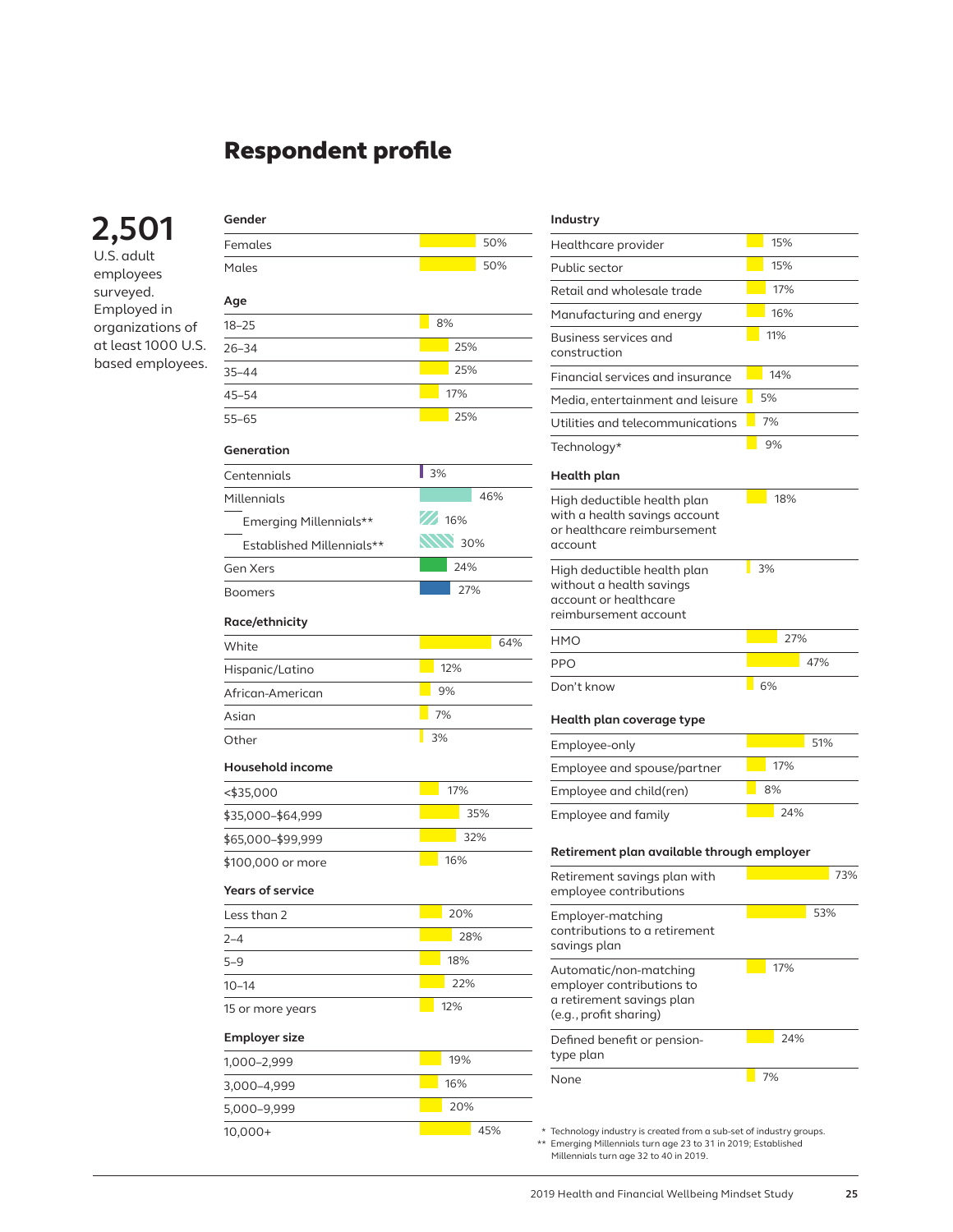# Respondent profile

**2,501**
U.S. adult employees surveyed. Employed in organizations of at least 1000 U.S. based employees.

### Gender

| | |
|---|---|
| Females | 50% |
| Males | 50% |

### Age

| | |
|---|---|
| 18–25 | 8% |
| 26–34 | 25% |
| 35–44 | 25% |
| 45–54 | 17% |
| 55–65 | 25% |

### Generation

| | |
|---|---|
| Centennials | 3% |
| Millennials | 46% |
| — Emerging Millennials** | 16% |
| — Established Millennials** | 30% |
| Gen Xers | 24% |
| Boomers | 27% |

### Race/ethnicity

| | |
|---|---|
| White | 64% |
| Hispanic/Latino | 12% |
| African-American | 9% |
| Asian | 7% |
| Other | 3% |

### Household income

| | |
|---|---|
| <$35,000 | 17% |
| $35,000–$64,999 | 35% |
| $65,000–$99,999 | 32% |
| $100,000 or more | 16% |

### Years of service

| | |
|---|---|
| Less than 2 | 20% |
| 2–4 | 28% |
| 5–9 | 18% |
| 10–14 | 22% |
| 15 or more years | 12% |

### Employer size

| | |
|---|---|
| 1,000–2,999 | 19% |
| 3,000–4,999 | 16% |
| 5,000–9,999 | 20% |
| 10,000+ | 45% |

### Industry

| | |
|---|---|
| Healthcare provider | 15% |
| Public sector | 15% |
| Retail and wholesale trade | 17% |
| Manufacturing and energy | 16% |
| Business services and construction | 11% |
| Financial services and insurance | 14% |
| Media, entertainment and leisure | 5% |
| Utilities and telecommunications | 7% |
| Technology* | 9% |

### Health plan

| | |
|---|---|
| High deductible health plan with a health savings account or healthcare reimbursement account | 18% |
| High deductible health plan without a health savings account or healthcare reimbursement account | 3% |
| HMO | 27% |
| PPO | 47% |
| Don't know | 6% |

### Health plan coverage type

| | |
|---|---|
| Employee-only | 51% |
| Employee and spouse/partner | 17% |
| Employee and child(ren) | 8% |
| Employee and family | 24% |

### Retirement plan available through employer

| | |
|---|---|
| Retirement savings plan with employee contributions | 73% |
| Employer-matching contributions to a retirement savings plan | 53% |
| Automatic/non-matching employer contributions to a retirement savings plan (e.g., profit sharing) | 17% |
| Defined benefit or pension-type plan | 24% |
| None | 7% |

\* Technology industry is created from a sub-set of industry groups.
** Emerging Millennials turn age 23 to 31 in 2019; Established Millennials turn age 32 to 40 in 2019.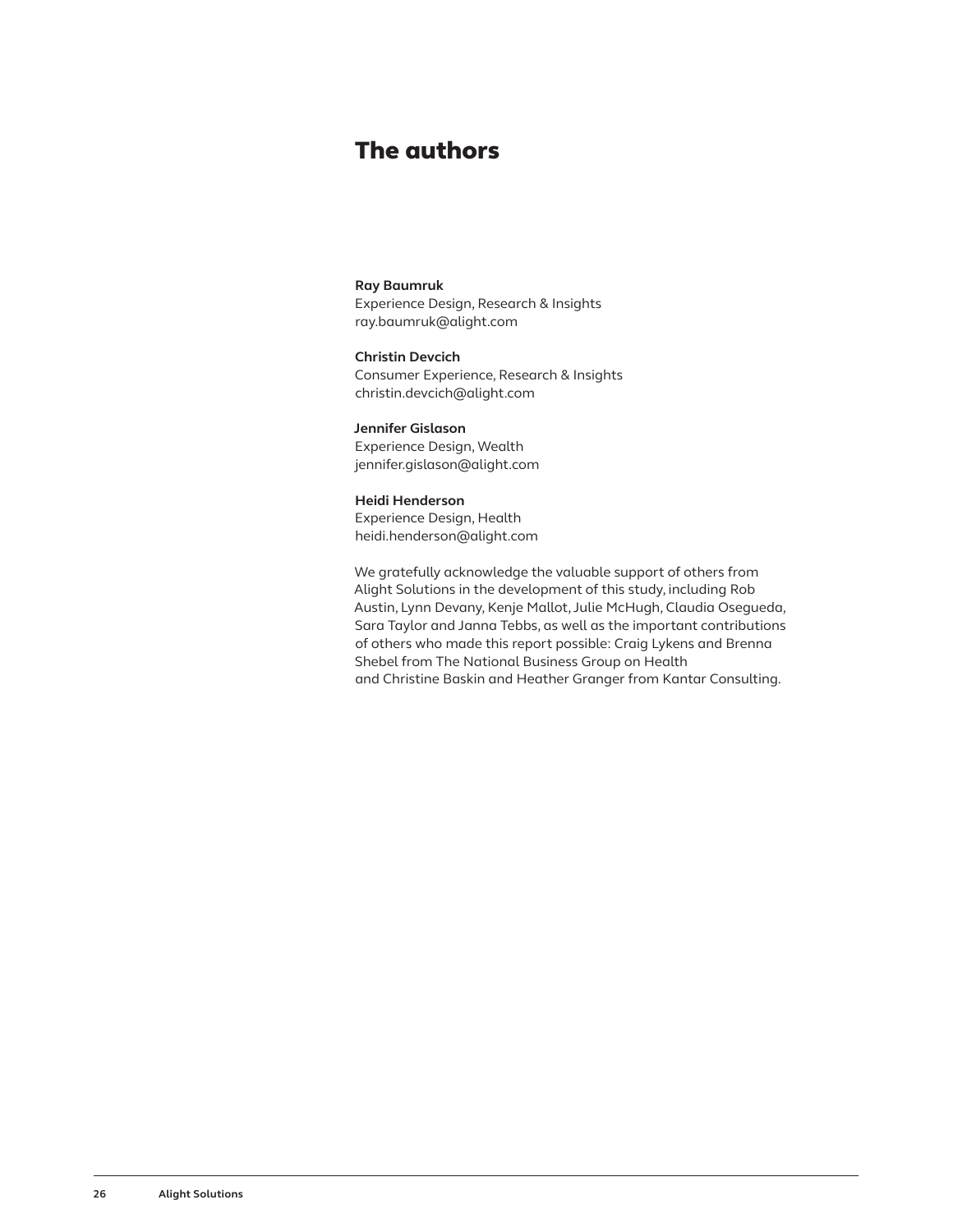# The authors

**Ray Baumruk**
Experience Design, Research & Insights
ray.baumruk@alight.com

**Christin Devcich**
Consumer Experience, Research & Insights
christin.devcich@alight.com

**Jennifer Gislason**
Experience Design, Wealth
jennifer.gislason@alight.com

**Heidi Henderson**
Experience Design, Health
heidi.henderson@alight.com

We gratefully acknowledge the valuable support of others from Alight Solutions in the development of this study, including Rob Austin, Lynn Devany, Kenje Mallot, Julie McHugh, Claudia Osegueda, Sara Taylor and Janna Tebbs, as well as the important contributions of others who made this report possible: Craig Lykens and Brenna Shebel from The National Business Group on Health and Christine Baskin and Heather Granger from Kantar Consulting.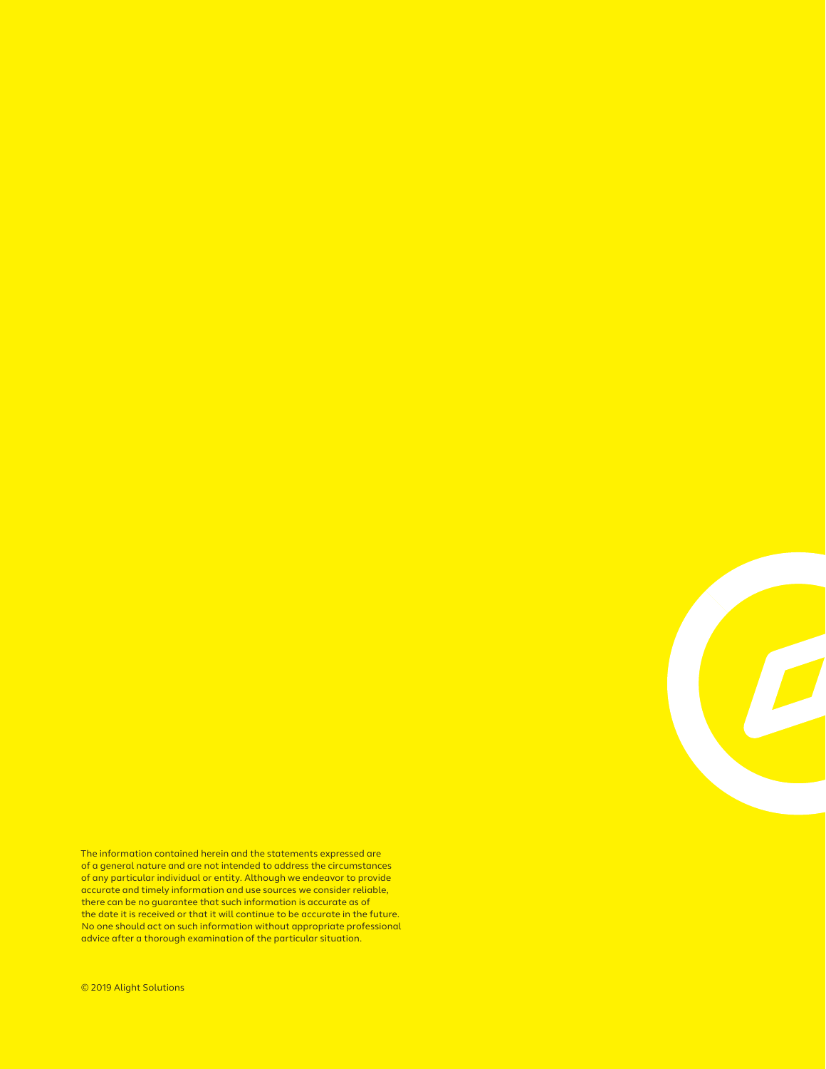The information contained herein and the statements expressed are of a general nature and are not intended to address the circumstances of any particular individual or entity. Although we endeavor to provide accurate and timely information and use sources we consider reliable, there can be no guarantee that such information is accurate as of the date it is received or that it will continue to be accurate in the future. No one should act on such information without appropriate professional advice after a thorough examination of the particular situation.

© 2019 Alight Solutions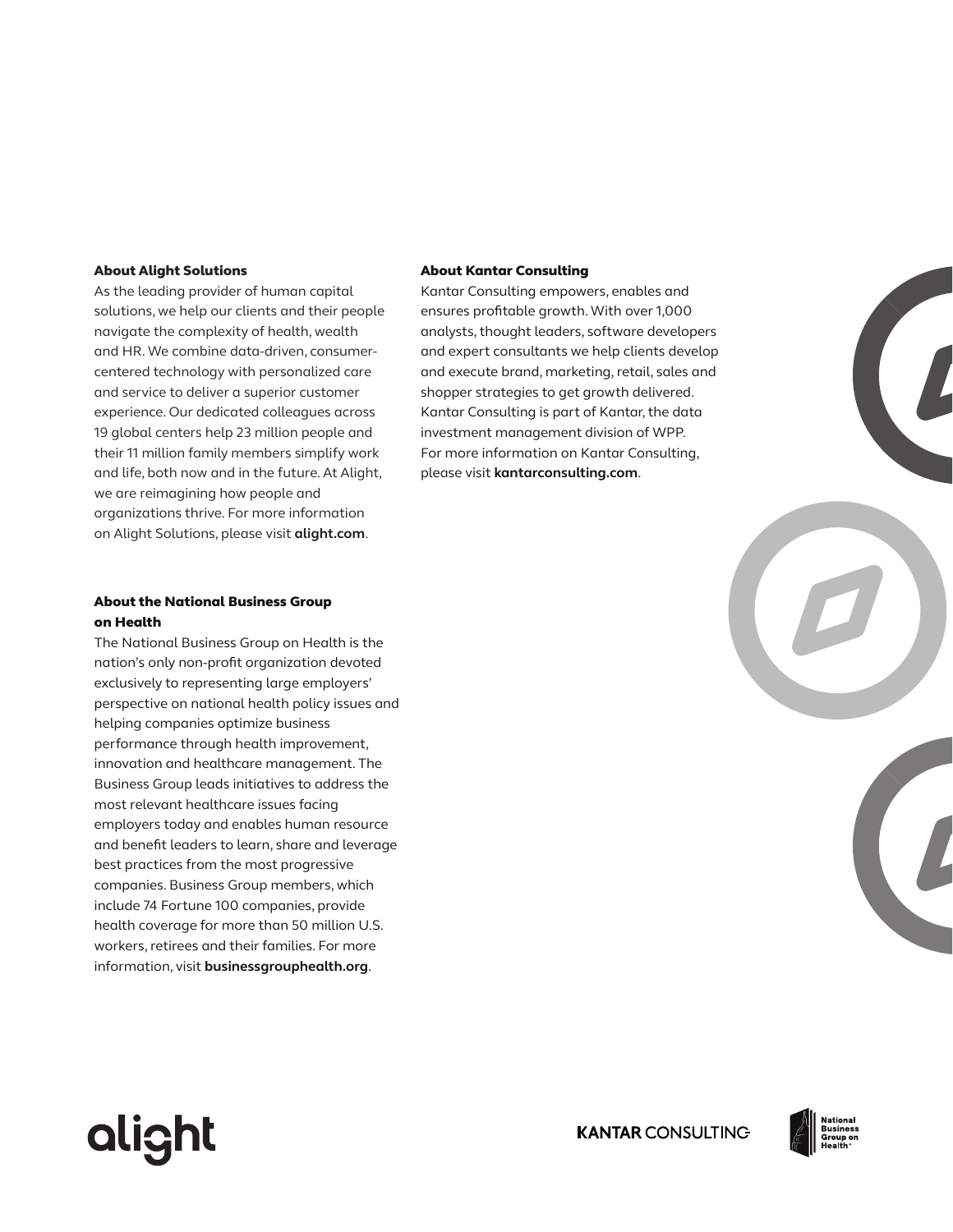### About Alight Solutions

As the leading provider of human capital solutions, we help our clients and their people navigate the complexity of health, wealth and HR. We combine data-driven, consumer-centered technology with personalized care and service to deliver a superior customer experience. Our dedicated colleagues across 19 global centers help 23 million people and their 11 million family members simplify work and life, both now and in the future. At Alight, we are reimagining how people and organizations thrive. For more information on Alight Solutions, please visit **alight.com**.

### About the National Business Group on Health

The National Business Group on Health is the nation's only non-profit organization devoted exclusively to representing large employers' perspective on national health policy issues and helping companies optimize business performance through health improvement, innovation and healthcare management. The Business Group leads initiatives to address the most relevant healthcare issues facing employers today and enables human resource and benefit leaders to learn, share and leverage best practices from the most progressive companies. Business Group members, which include 74 Fortune 100 companies, provide health coverage for more than 50 million U.S. workers, retirees and their families. For more information, visit **businessgrouphealth.org**.

### About Kantar Consulting

Kantar Consulting empowers, enables and ensures profitable growth. With over 1,000 analysts, thought leaders, software developers and expert consultants we help clients develop and execute brand, marketing, retail, sales and shopper strategies to get growth delivered. Kantar Consulting is part of Kantar, the data investment management division of WPP. For more information on Kantar Consulting, please visit **kantarconsulting.com**.

alight

KANTAR CONSULTING

National Business Group on Health®